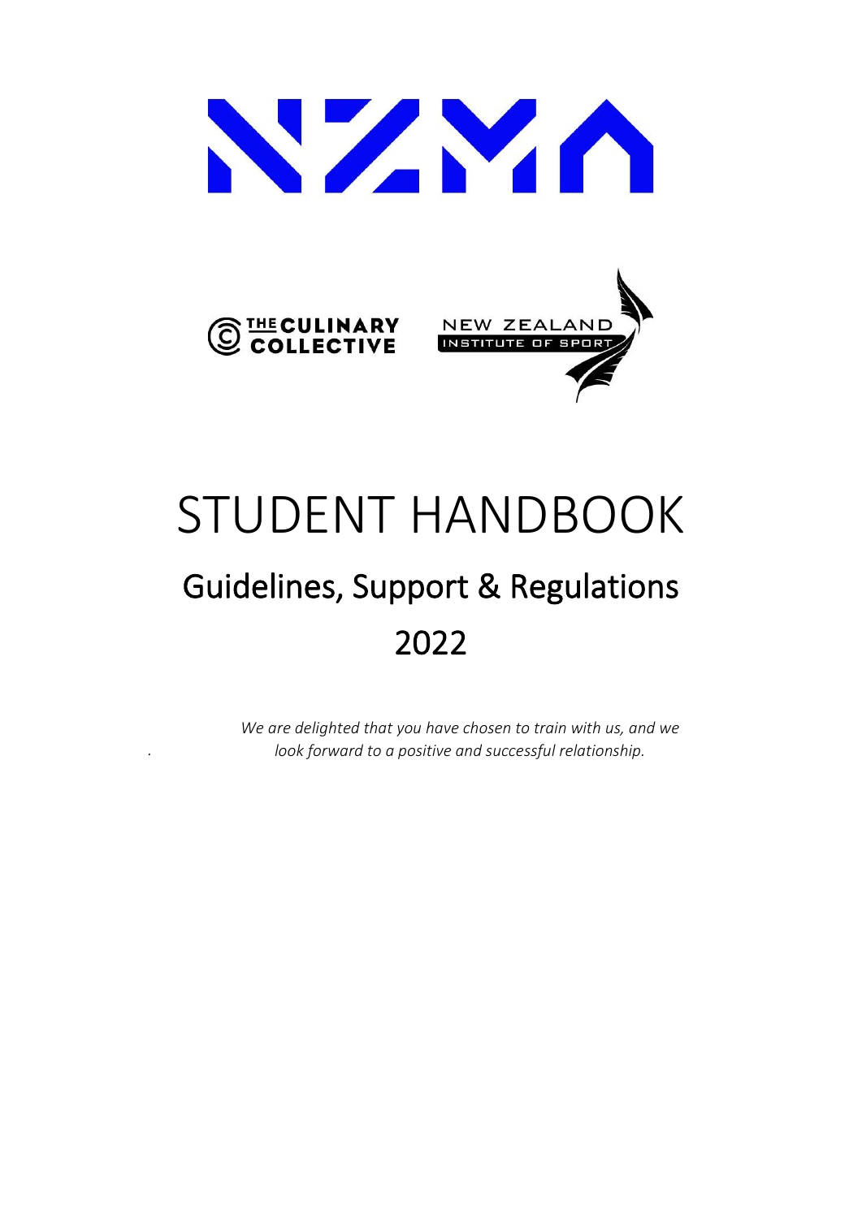# STUDENT HANDBOOK

## Guidelines, Support & Regulations

## 2022

*We are delighted that you have chosen to train with us, and we look forward to a positive and successful relationship.*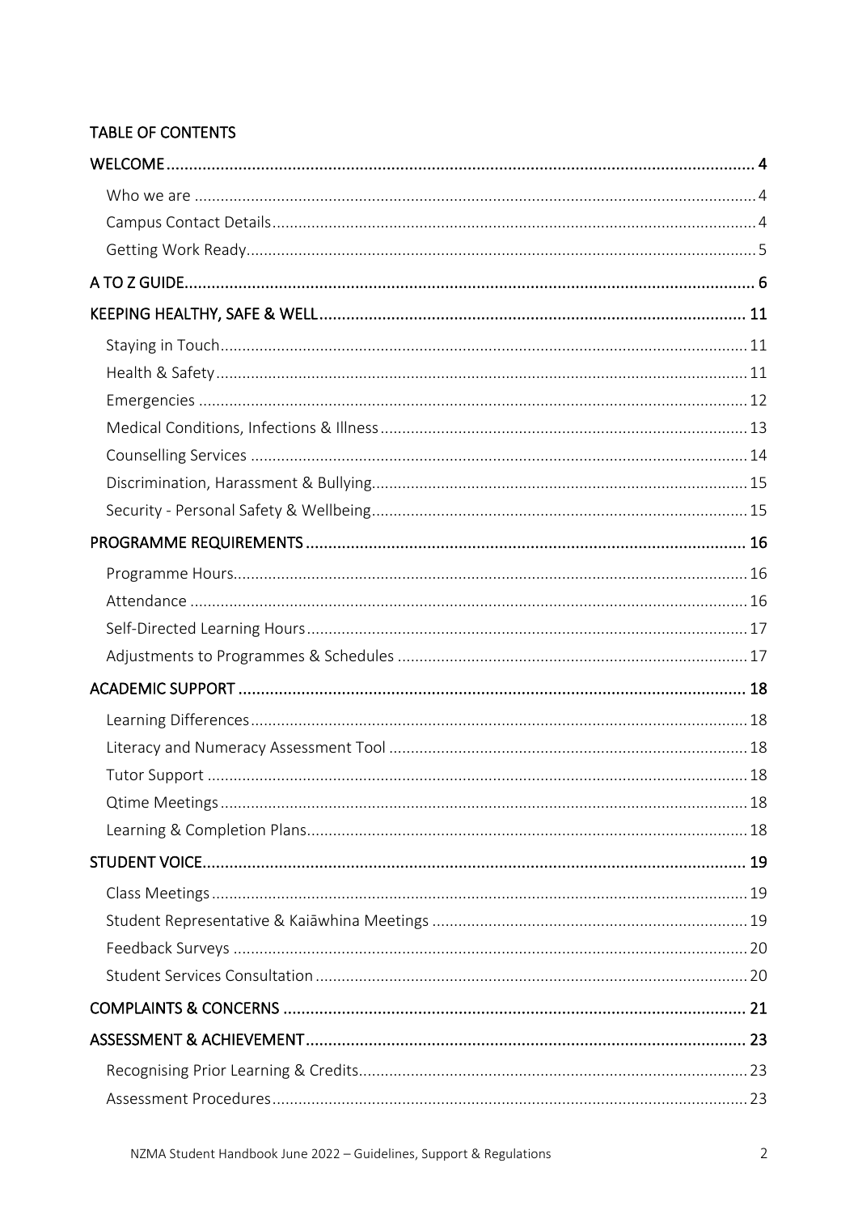# TABLE OF CONTENTS

WELCOME ..... 4

- Who we are ..... 4
- Campus Contact Details ..... 4
- Getting Work Ready ..... 5

A TO Z GUIDE ..... 6

KEEPING HEALTHY, SAFE & WELL ..... 11

- Staying in Touch ..... 11
- Health & Safety ..... 11
- Emergencies ..... 12
- Medical Conditions, Infections & Illness ..... 13
- Counselling Services ..... 14
- Discrimination, Harassment & Bullying ..... 15
- Security - Personal Safety & Wellbeing ..... 15

PROGRAMME REQUIREMENTS ..... 16

- Programme Hours ..... 16
- Attendance ..... 16
- Self-Directed Learning Hours ..... 17
- Adjustments to Programmes & Schedules ..... 17

ACADEMIC SUPPORT ..... 18

- Learning Differences ..... 18
- Literacy and Numeracy Assessment Tool ..... 18
- Tutor Support ..... 18
- Qtime Meetings ..... 18
- Learning & Completion Plans ..... 18

STUDENT VOICE ..... 19

- Class Meetings ..... 19
- Student Representative & Kaiāwhina Meetings ..... 19
- Feedback Surveys ..... 20
- Student Services Consultation ..... 20

COMPLAINTS & CONCERNS ..... 21

ASSESSMENT & ACHIEVEMENT ..... 23

- Recognising Prior Learning & Credits ..... 23
- Assessment Procedures ..... 23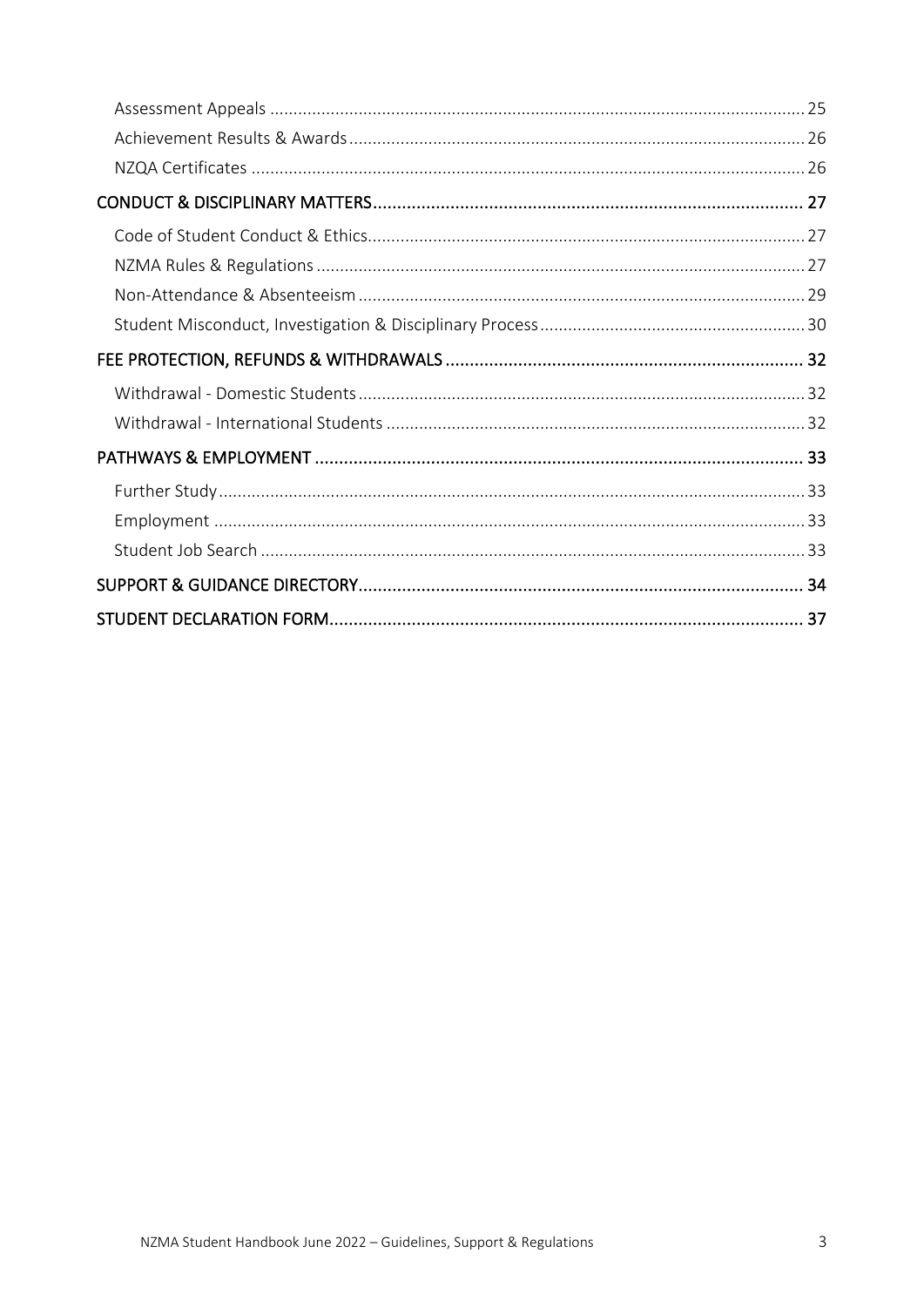Assessment Appeals ..... 25
Achievement Results & Awards ..... 26
NZQA Certificates ..... 26

CONDUCT & DISCIPLINARY MATTERS ..... 27

Code of Student Conduct & Ethics ..... 27
NZMA Rules & Regulations ..... 27
Non-Attendance & Absenteeism ..... 29
Student Misconduct, Investigation & Disciplinary Process ..... 30

FEE PROTECTION, REFUNDS & WITHDRAWALS ..... 32

Withdrawal - Domestic Students ..... 32
Withdrawal - International Students ..... 32

PATHWAYS & EMPLOYMENT ..... 33

Further Study ..... 33
Employment ..... 33
Student Job Search ..... 33

SUPPORT & GUIDANCE DIRECTORY ..... 34

STUDENT DECLARATION FORM ..... 37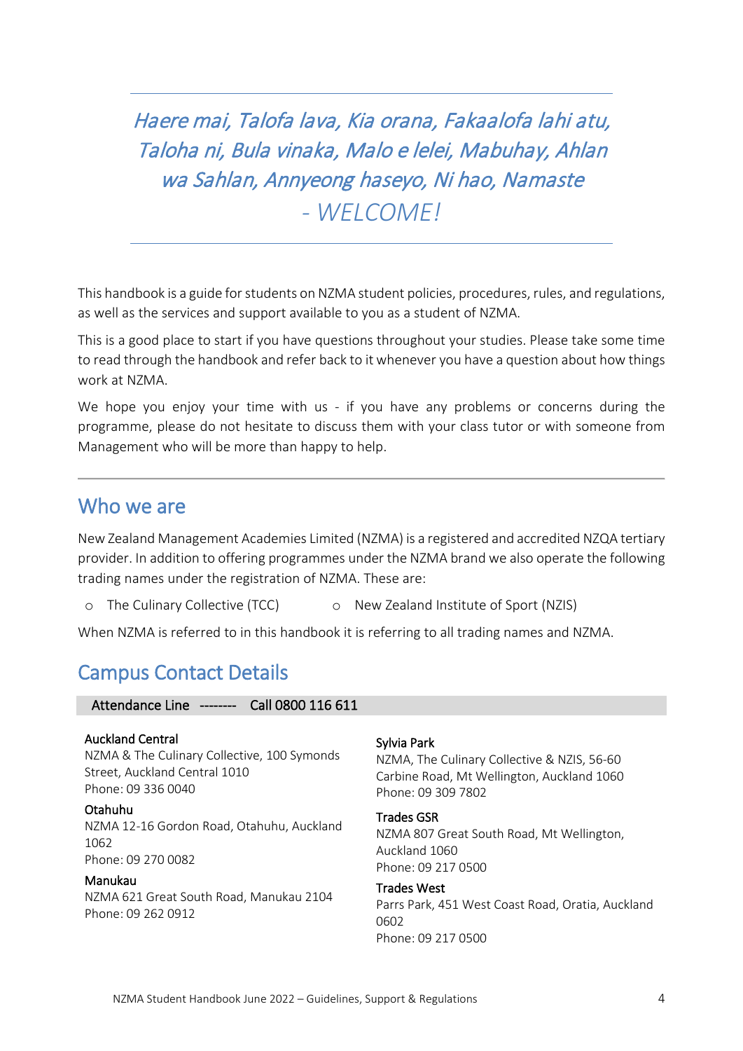*Haere mai, Talofa lava, Kia orana, Fakaalofa lahi atu, Taloha ni, Bula vinaka, Malo e lelei, Mabuhay, Ahlan wa Sahlan, Annyeong haseyo, Ni hao, Namaste - WELCOME!*

---

This handbook is a guide for students on NZMA student policies, procedures, rules, and regulations, as well as the services and support available to you as a student of NZMA.

This is a good place to start if you have questions throughout your studies. Please take some time to read through the handbook and refer back to it whenever you have a question about how things work at NZMA.

We hope you enjoy your time with us - if you have any problems or concerns during the programme, please do not hesitate to discuss them with your class tutor or with someone from Management who will be more than happy to help.

---

## Who we are

New Zealand Management Academies Limited (NZMA) is a registered and accredited NZQA tertiary provider. In addition to offering programmes under the NZMA brand we also operate the following trading names under the registration of NZMA. These are:

- The Culinary Collective (TCC)
- New Zealand Institute of Sport (NZIS)

When NZMA is referred to in this handbook it is referring to all trading names and NZMA.

## Campus Contact Details

**Attendance Line -------- Call 0800 116 611**

**Auckland Central**
NZMA & The Culinary Collective, 100 Symonds Street, Auckland Central 1010
Phone: 09 336 0040

**Otahuhu**
NZMA 12-16 Gordon Road, Otahuhu, Auckland 1062
Phone: 09 270 0082

**Manukau**
NZMA 621 Great South Road, Manukau 2104
Phone: 09 262 0912

**Sylvia Park**
NZMA, The Culinary Collective & NZIS, 56-60 Carbine Road, Mt Wellington, Auckland 1060
Phone: 09 309 7802

**Trades GSR**
NZMA 807 Great South Road, Mt Wellington, Auckland 1060
Phone: 09 217 0500

**Trades West**
Parrs Park, 451 West Coast Road, Oratia, Auckland 0602
Phone: 09 217 0500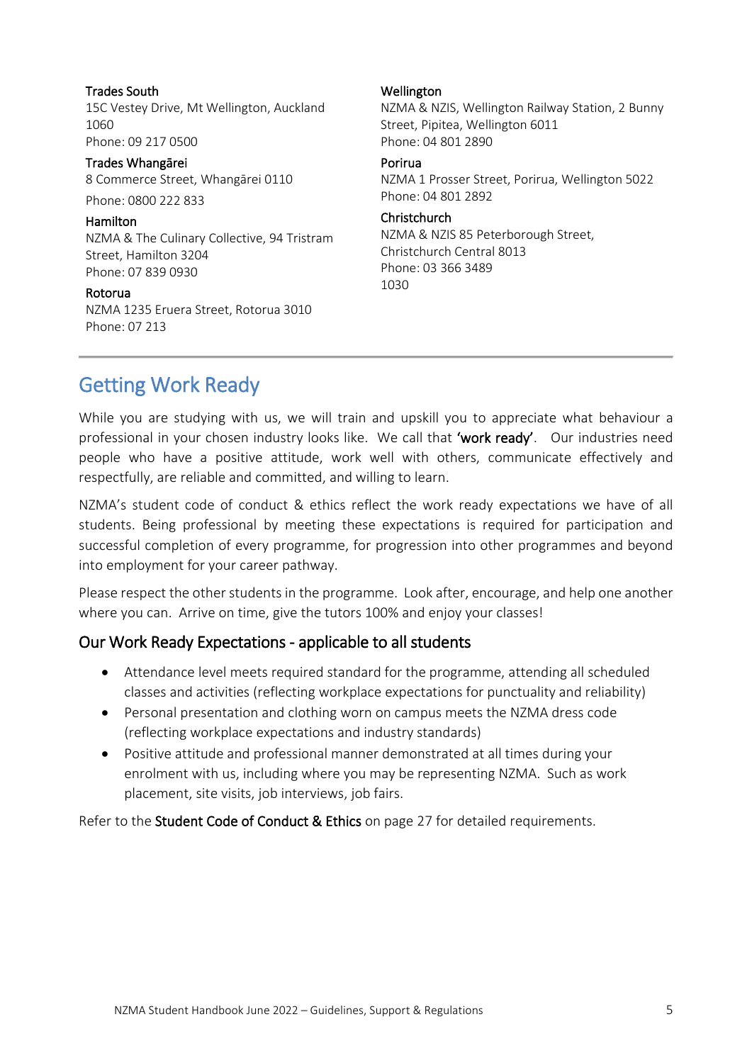**Trades South**
15C Vestey Drive, Mt Wellington, Auckland 1060
Phone: 09 217 0500

**Trades Whangārei**
8 Commerce Street, Whangārei 0110
Phone: 0800 222 833

**Hamilton**
NZMA & The Culinary Collective, 94 Tristram Street, Hamilton 3204
Phone: 07 839 0930

**Rotorua**
NZMA 1235 Eruera Street, Rotorua 3010
Phone: 07 213

**Wellington**
NZMA & NZIS, Wellington Railway Station, 2 Bunny Street, Pipitea, Wellington 6011
Phone: 04 801 2890

**Porirua**
NZMA 1 Prosser Street, Porirua, Wellington 5022
Phone: 04 801 2892

**Christchurch**
NZMA & NZIS 85 Peterborough Street, Christchurch Central 8013
Phone: 03 366 3489
1030

## Getting Work Ready

While you are studying with us, we will train and upskill you to appreciate what behaviour a professional in your chosen industry looks like. We call that **'work ready'**. Our industries need people who have a positive attitude, work well with others, communicate effectively and respectfully, are reliable and committed, and willing to learn.

NZMA's student code of conduct & ethics reflect the work ready expectations we have of all students. Being professional by meeting these expectations is required for participation and successful completion of every programme, for progression into other programmes and beyond into employment for your career pathway.

Please respect the other students in the programme. Look after, encourage, and help one another where you can. Arrive on time, give the tutors 100% and enjoy your classes!

### Our Work Ready Expectations - applicable to all students

- Attendance level meets required standard for the programme, attending all scheduled classes and activities (reflecting workplace expectations for punctuality and reliability)
- Personal presentation and clothing worn on campus meets the NZMA dress code (reflecting workplace expectations and industry standards)
- Positive attitude and professional manner demonstrated at all times during your enrolment with us, including where you may be representing NZMA. Such as work placement, site visits, job interviews, job fairs.

Refer to the **Student Code of Conduct & Ethics** on page 27 for detailed requirements.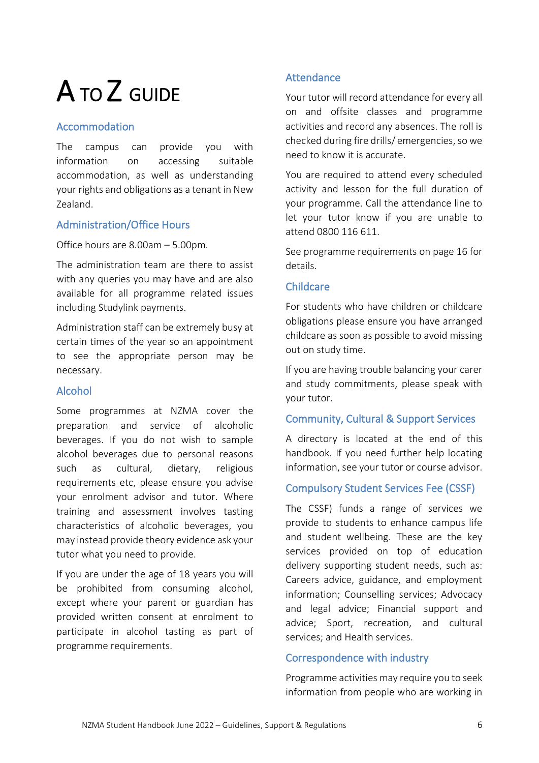# A TO Z GUIDE

## Accommodation

The campus can provide you with information on accessing suitable accommodation, as well as understanding your rights and obligations as a tenant in New Zealand.

## Administration/Office Hours

Office hours are 8.00am – 5.00pm.

The administration team are there to assist with any queries you may have and are also available for all programme related issues including Studylink payments.

Administration staff can be extremely busy at certain times of the year so an appointment to see the appropriate person may be necessary.

## Alcohol

Some programmes at NZMA cover the preparation and service of alcoholic beverages. If you do not wish to sample alcohol beverages due to personal reasons such as cultural, dietary, religious requirements etc, please ensure you advise your enrolment advisor and tutor. Where training and assessment involves tasting characteristics of alcoholic beverages, you may instead provide theory evidence ask your tutor what you need to provide.

If you are under the age of 18 years you will be prohibited from consuming alcohol, except where your parent or guardian has provided written consent at enrolment to participate in alcohol tasting as part of programme requirements.

## Attendance

Your tutor will record attendance for every all on and offsite classes and programme activities and record any absences. The roll is checked during fire drills/ emergencies, so we need to know it is accurate.

You are required to attend every scheduled activity and lesson for the full duration of your programme. Call the attendance line to let your tutor know if you are unable to attend 0800 116 611.

See programme requirements on page 16 for details.

## Childcare

For students who have children or childcare obligations please ensure you have arranged childcare as soon as possible to avoid missing out on study time.

If you are having trouble balancing your carer and study commitments, please speak with your tutor.

## Community, Cultural & Support Services

A directory is located at the end of this handbook. If you need further help locating information, see your tutor or course advisor.

## Compulsory Student Services Fee (CSSF)

The CSSF) funds a range of services we provide to students to enhance campus life and student wellbeing. These are the key services provided on top of education delivery supporting student needs, such as: Careers advice, guidance, and employment information; Counselling services; Advocacy and legal advice; Financial support and advice; Sport, recreation, and cultural services; and Health services.

## Correspondence with industry

Programme activities may require you to seek information from people who are working in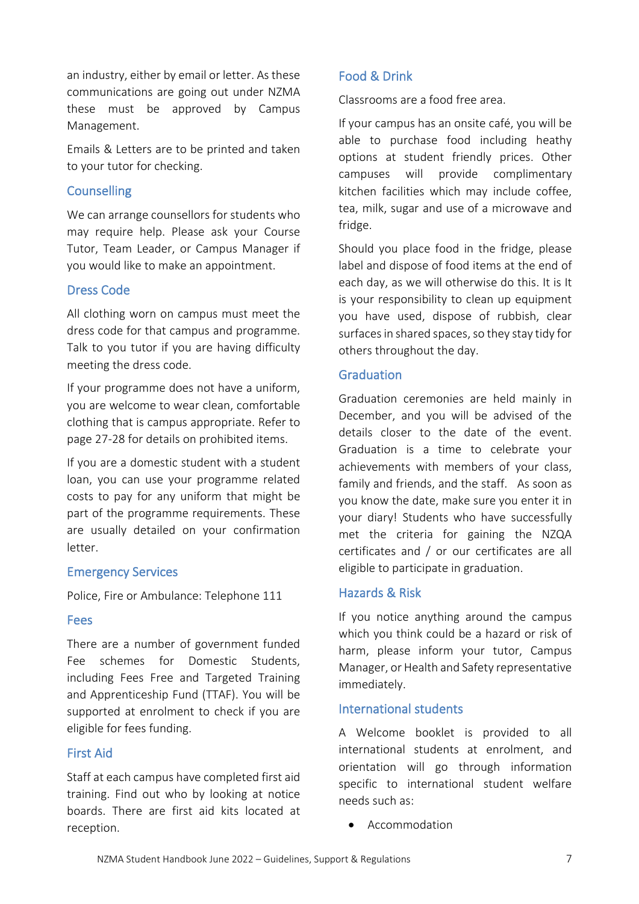an industry, either by email or letter. As these communications are going out under NZMA these must be approved by Campus Management.

Emails & Letters are to be printed and taken to your tutor for checking.

## Counselling

We can arrange counsellors for students who may require help. Please ask your Course Tutor, Team Leader, or Campus Manager if you would like to make an appointment.

## Dress Code

All clothing worn on campus must meet the dress code for that campus and programme. Talk to you tutor if you are having difficulty meeting the dress code.

If your programme does not have a uniform, you are welcome to wear clean, comfortable clothing that is campus appropriate. Refer to page 27-28 for details on prohibited items.

If you are a domestic student with a student loan, you can use your programme related costs to pay for any uniform that might be part of the programme requirements. These are usually detailed on your confirmation letter.

## Emergency Services

Police, Fire or Ambulance: Telephone 111

## Fees

There are a number of government funded Fee schemes for Domestic Students, including Fees Free and Targeted Training and Apprenticeship Fund (TTAF). You will be supported at enrolment to check if you are eligible for fees funding.

## First Aid

Staff at each campus have completed first aid training. Find out who by looking at notice boards. There are first aid kits located at reception.

## Food & Drink

Classrooms are a food free area.

If your campus has an onsite café, you will be able to purchase food including heathy options at student friendly prices. Other campuses will provide complimentary kitchen facilities which may include coffee, tea, milk, sugar and use of a microwave and fridge.

Should you place food in the fridge, please label and dispose of food items at the end of each day, as we will otherwise do this. It is It is your responsibility to clean up equipment you have used, dispose of rubbish, clear surfaces in shared spaces, so they stay tidy for others throughout the day.

## Graduation

Graduation ceremonies are held mainly in December, and you will be advised of the details closer to the date of the event. Graduation is a time to celebrate your achievements with members of your class, family and friends, and the staff. As soon as you know the date, make sure you enter it in your diary! Students who have successfully met the criteria for gaining the NZQA certificates and / or our certificates are all eligible to participate in graduation.

## Hazards & Risk

If you notice anything around the campus which you think could be a hazard or risk of harm, please inform your tutor, Campus Manager, or Health and Safety representative immediately.

## International students

A Welcome booklet is provided to all international students at enrolment, and orientation will go through information specific to international student welfare needs such as:

- Accommodation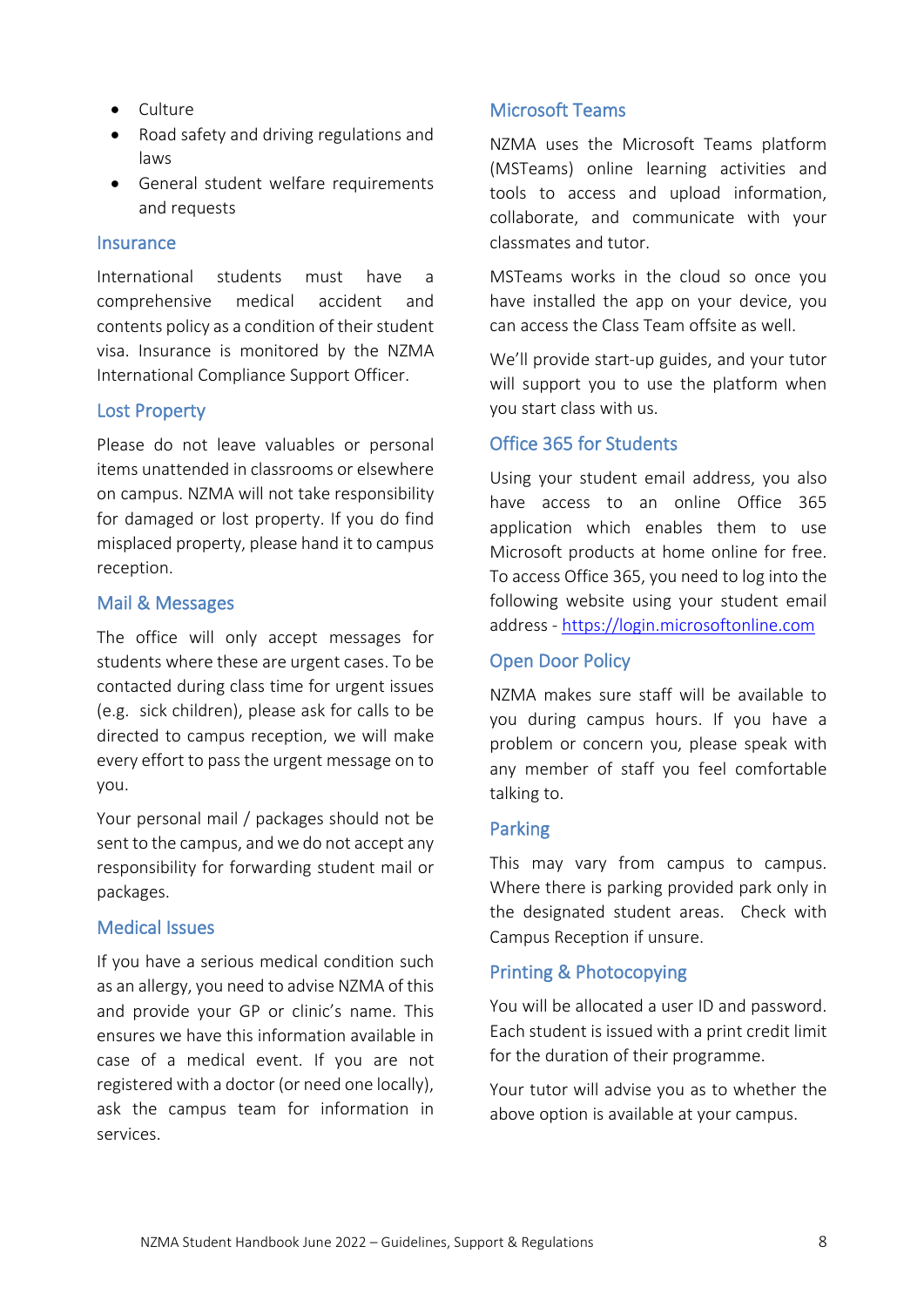- Culture
- Road safety and driving regulations and laws
- General student welfare requirements and requests

## Insurance

International students must have a comprehensive medical accident and contents policy as a condition of their student visa. Insurance is monitored by the NZMA International Compliance Support Officer.

## Lost Property

Please do not leave valuables or personal items unattended in classrooms or elsewhere on campus. NZMA will not take responsibility for damaged or lost property. If you do find misplaced property, please hand it to campus reception.

## Mail & Messages

The office will only accept messages for students where these are urgent cases. To be contacted during class time for urgent issues (e.g. sick children), please ask for calls to be directed to campus reception, we will make every effort to pass the urgent message on to you.

Your personal mail / packages should not be sent to the campus, and we do not accept any responsibility for forwarding student mail or packages.

## Medical Issues

If you have a serious medical condition such as an allergy, you need to advise NZMA of this and provide your GP or clinic's name. This ensures we have this information available in case of a medical event. If you are not registered with a doctor (or need one locally), ask the campus team for information in services.

## Microsoft Teams

NZMA uses the Microsoft Teams platform (MSTeams) online learning activities and tools to access and upload information, collaborate, and communicate with your classmates and tutor.

MSTeams works in the cloud so once you have installed the app on your device, you can access the Class Team offsite as well.

We'll provide start-up guides, and your tutor will support you to use the platform when you start class with us.

## Office 365 for Students

Using your student email address, you also have access to an online Office 365 application which enables them to use Microsoft products at home online for free. To access Office 365, you need to log into the following website using your student email address - https://login.microsoftonline.com

## Open Door Policy

NZMA makes sure staff will be available to you during campus hours. If you have a problem or concern you, please speak with any member of staff you feel comfortable talking to.

## Parking

This may vary from campus to campus. Where there is parking provided park only in the designated student areas. Check with Campus Reception if unsure.

## Printing & Photocopying

You will be allocated a user ID and password. Each student is issued with a print credit limit for the duration of their programme.

Your tutor will advise you as to whether the above option is available at your campus.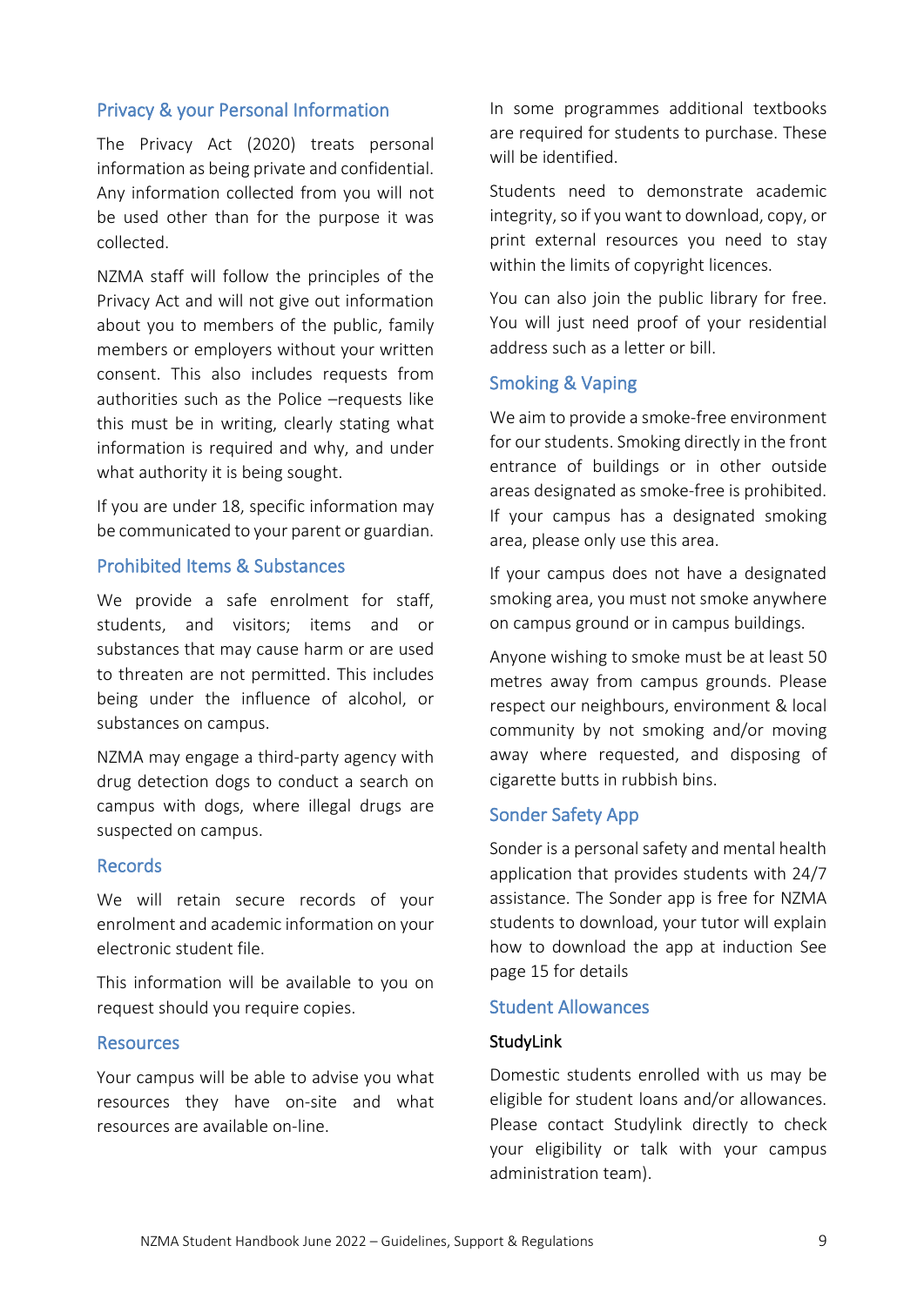## Privacy & your Personal Information

The Privacy Act (2020) treats personal information as being private and confidential. Any information collected from you will not be used other than for the purpose it was collected.

NZMA staff will follow the principles of the Privacy Act and will not give out information about you to members of the public, family members or employers without your written consent. This also includes requests from authorities such as the Police –requests like this must be in writing, clearly stating what information is required and why, and under what authority it is being sought.

If you are under 18, specific information may be communicated to your parent or guardian.

## Prohibited Items & Substances

We provide a safe enrolment for staff, students, and visitors; items and or substances that may cause harm or are used to threaten are not permitted. This includes being under the influence of alcohol, or substances on campus.

NZMA may engage a third-party agency with drug detection dogs to conduct a search on campus with dogs, where illegal drugs are suspected on campus.

## Records

We will retain secure records of your enrolment and academic information on your electronic student file.

This information will be available to you on request should you require copies.

## Resources

Your campus will be able to advise you what resources they have on-site and what resources are available on-line.

In some programmes additional textbooks are required for students to purchase. These will be identified.

Students need to demonstrate academic integrity, so if you want to download, copy, or print external resources you need to stay within the limits of copyright licences.

You can also join the public library for free. You will just need proof of your residential address such as a letter or bill.

## Smoking & Vaping

We aim to provide a smoke-free environment for our students. Smoking directly in the front entrance of buildings or in other outside areas designated as smoke-free is prohibited. If your campus has a designated smoking area, please only use this area.

If your campus does not have a designated smoking area, you must not smoke anywhere on campus ground or in campus buildings.

Anyone wishing to smoke must be at least 50 metres away from campus grounds. Please respect our neighbours, environment & local community by not smoking and/or moving away where requested, and disposing of cigarette butts in rubbish bins.

## Sonder Safety App

Sonder is a personal safety and mental health application that provides students with 24/7 assistance. The Sonder app is free for NZMA students to download, your tutor will explain how to download the app at induction See page 15 for details

## Student Allowances

### StudyLink

Domestic students enrolled with us may be eligible for student loans and/or allowances. Please contact Studylink directly to check your eligibility or talk with your campus administration team).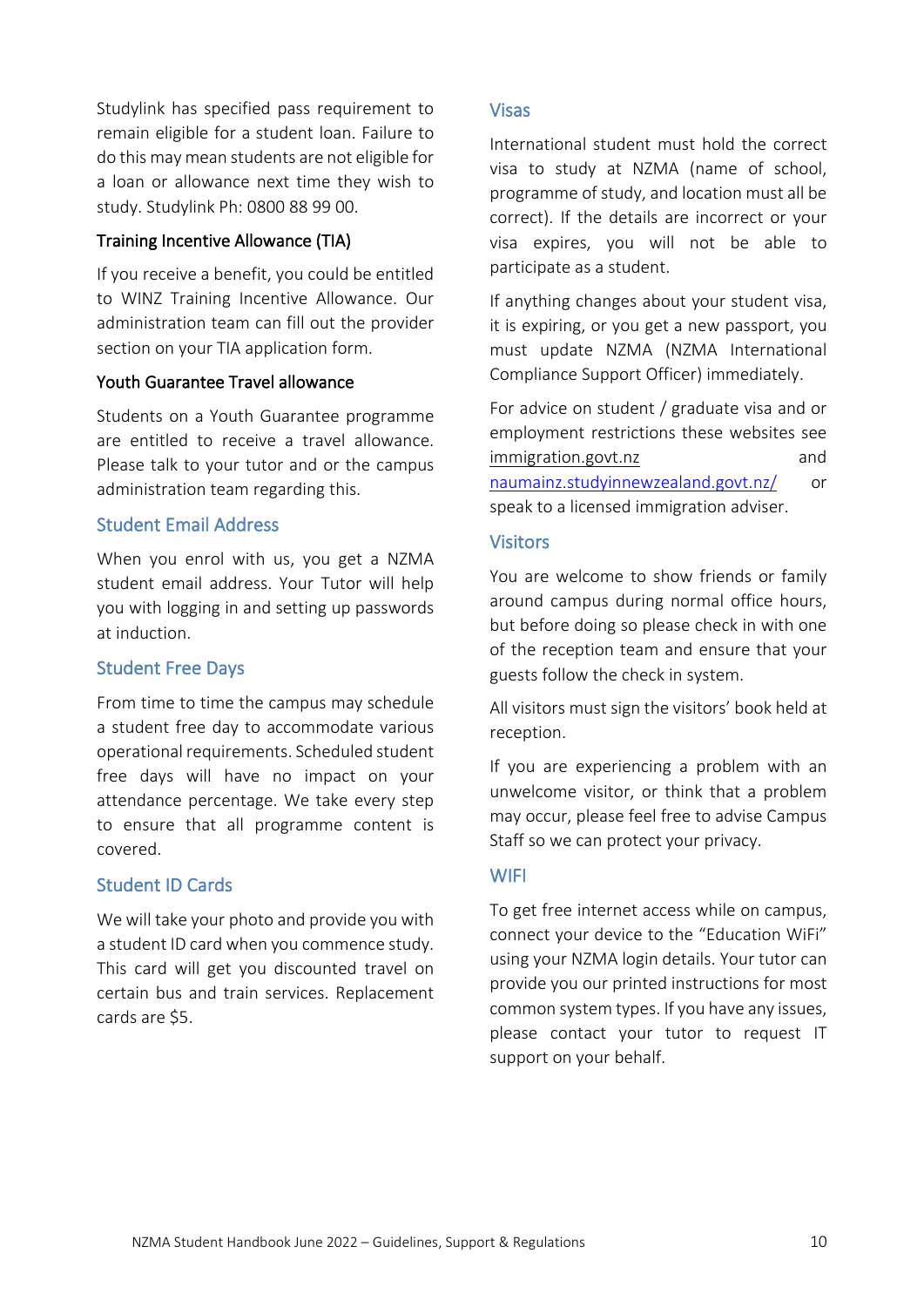Studylink has specified pass requirement to remain eligible for a student loan. Failure to do this may mean students are not eligible for a loan or allowance next time they wish to study. Studylink Ph: 0800 88 99 00.

#### Training Incentive Allowance (TIA)

If you receive a benefit, you could be entitled to WINZ Training Incentive Allowance. Our administration team can fill out the provider section on your TIA application form.

#### Youth Guarantee Travel allowance

Students on a Youth Guarantee programme are entitled to receive a travel allowance. Please talk to your tutor and or the campus administration team regarding this.

### Student Email Address

When you enrol with us, you get a NZMA student email address. Your Tutor will help you with logging in and setting up passwords at induction.

### Student Free Days

From time to time the campus may schedule a student free day to accommodate various operational requirements. Scheduled student free days will have no impact on your attendance percentage. We take every step to ensure that all programme content is covered.

### Student ID Cards

We will take your photo and provide you with a student ID card when you commence study. This card will get you discounted travel on certain bus and train services. Replacement cards are $5.

### Visas

International student must hold the correct visa to study at NZMA (name of school, programme of study, and location must all be correct). If the details are incorrect or your visa expires, you will not be able to participate as a student.

If anything changes about your student visa, it is expiring, or you get a new passport, you must update NZMA (NZMA International Compliance Support Officer) immediately.

For advice on student / graduate visa and or employment restrictions these websites see immigration.govt.nz and naumainz.studyinnewzealand.govt.nz/ or speak to a licensed immigration adviser.

### Visitors

You are welcome to show friends or family around campus during normal office hours, but before doing so please check in with one of the reception team and ensure that your guests follow the check in system.

All visitors must sign the visitors' book held at reception.

If you are experiencing a problem with an unwelcome visitor, or think that a problem may occur, please feel free to advise Campus Staff so we can protect your privacy.

### WIFI

To get free internet access while on campus, connect your device to the "Education WiFi" using your NZMA login details. Your tutor can provide you our printed instructions for most common system types. If you have any issues, please contact your tutor to request IT support on your behalf.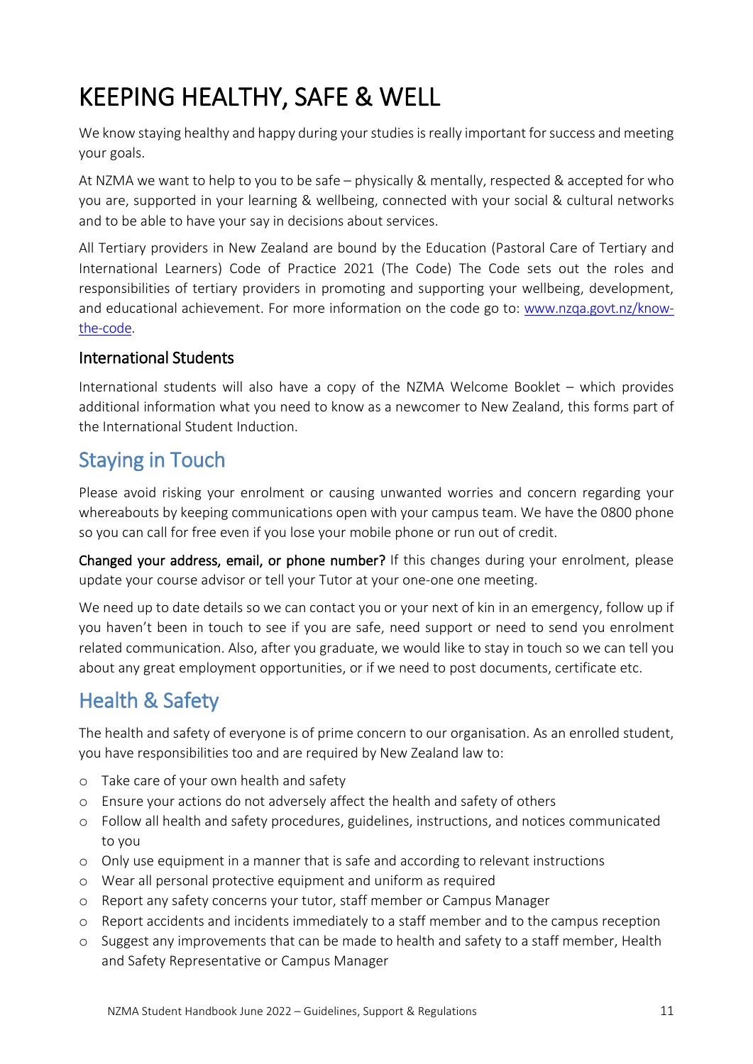# KEEPING HEALTHY, SAFE & WELL

We know staying healthy and happy during your studies is really important for success and meeting your goals.

At NZMA we want to help to you to be safe – physically & mentally, respected & accepted for who you are, supported in your learning & wellbeing, connected with your social & cultural networks and to be able to have your say in decisions about services.

All Tertiary providers in New Zealand are bound by the Education (Pastoral Care of Tertiary and International Learners) Code of Practice 2021 (The Code) The Code sets out the roles and responsibilities of tertiary providers in promoting and supporting your wellbeing, development, and educational achievement. For more information on the code go to: [www.nzqa.govt.nz/know-the-code](www.nzqa.govt.nz/know-the-code).

### International Students

International students will also have a copy of the NZMA Welcome Booklet – which provides additional information what you need to know as a newcomer to New Zealand, this forms part of the International Student Induction.

## Staying in Touch

Please avoid risking your enrolment or causing unwanted worries and concern regarding your whereabouts by keeping communications open with your campus team. We have the 0800 phone so you can call for free even if you lose your mobile phone or run out of credit.

**Changed your address, email, or phone number?** If this changes during your enrolment, please update your course advisor or tell your Tutor at your one-one one meeting.

We need up to date details so we can contact you or your next of kin in an emergency, follow up if you haven't been in touch to see if you are safe, need support or need to send you enrolment related communication. Also, after you graduate, we would like to stay in touch so we can tell you about any great employment opportunities, or if we need to post documents, certificate etc.

## Health & Safety

The health and safety of everyone is of prime concern to our organisation. As an enrolled student, you have responsibilities too and are required by New Zealand law to:

- Take care of your own health and safety
- Ensure your actions do not adversely affect the health and safety of others
- Follow all health and safety procedures, guidelines, instructions, and notices communicated to you
- Only use equipment in a manner that is safe and according to relevant instructions
- Wear all personal protective equipment and uniform as required
- Report any safety concerns your tutor, staff member or Campus Manager
- Report accidents and incidents immediately to a staff member and to the campus reception
- Suggest any improvements that can be made to health and safety to a staff member, Health and Safety Representative or Campus Manager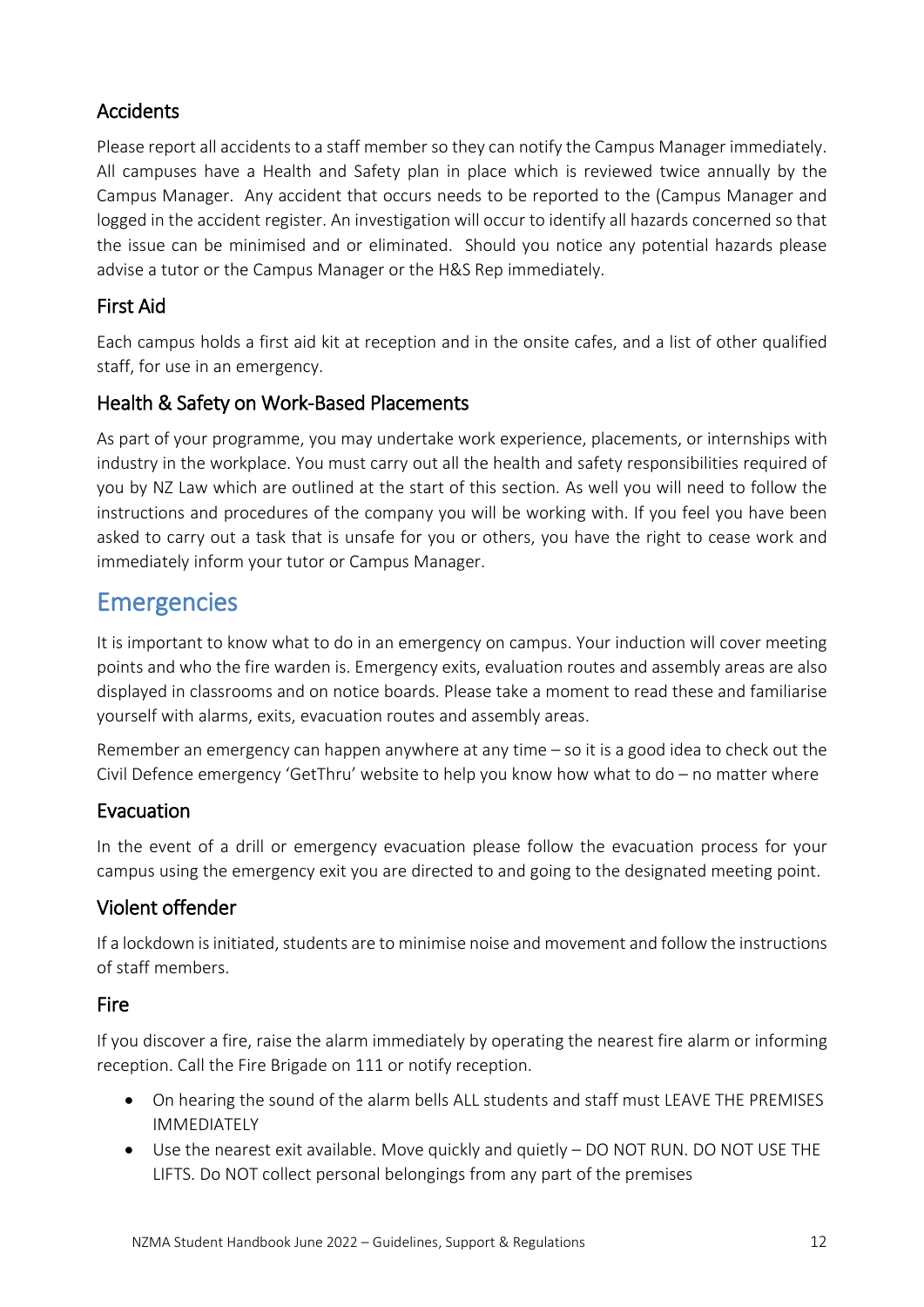### Accidents

Please report all accidents to a staff member so they can notify the Campus Manager immediately. All campuses have a Health and Safety plan in place which is reviewed twice annually by the Campus Manager. Any accident that occurs needs to be reported to the (Campus Manager and logged in the accident register. An investigation will occur to identify all hazards concerned so that the issue can be minimised and or eliminated. Should you notice any potential hazards please advise a tutor or the Campus Manager or the H&S Rep immediately.

### First Aid

Each campus holds a first aid kit at reception and in the onsite cafes, and a list of other qualified staff, for use in an emergency.

### Health & Safety on Work-Based Placements

As part of your programme, you may undertake work experience, placements, or internships with industry in the workplace. You must carry out all the health and safety responsibilities required of you by NZ Law which are outlined at the start of this section. As well you will need to follow the instructions and procedures of the company you will be working with. If you feel you have been asked to carry out a task that is unsafe for you or others, you have the right to cease work and immediately inform your tutor or Campus Manager.

## Emergencies

It is important to know what to do in an emergency on campus. Your induction will cover meeting points and who the fire warden is. Emergency exits, evaluation routes and assembly areas are also displayed in classrooms and on notice boards. Please take a moment to read these and familiarise yourself with alarms, exits, evacuation routes and assembly areas.

Remember an emergency can happen anywhere at any time – so it is a good idea to check out the Civil Defence emergency 'GetThru' website to help you know how what to do – no matter where

### Evacuation

In the event of a drill or emergency evacuation please follow the evacuation process for your campus using the emergency exit you are directed to and going to the designated meeting point.

### Violent offender

If a lockdown is initiated, students are to minimise noise and movement and follow the instructions of staff members.

### Fire

If you discover a fire, raise the alarm immediately by operating the nearest fire alarm or informing reception. Call the Fire Brigade on 111 or notify reception.

- On hearing the sound of the alarm bells ALL students and staff must LEAVE THE PREMISES IMMEDIATELY
- Use the nearest exit available. Move quickly and quietly – DO NOT RUN. DO NOT USE THE LIFTS. Do NOT collect personal belongings from any part of the premises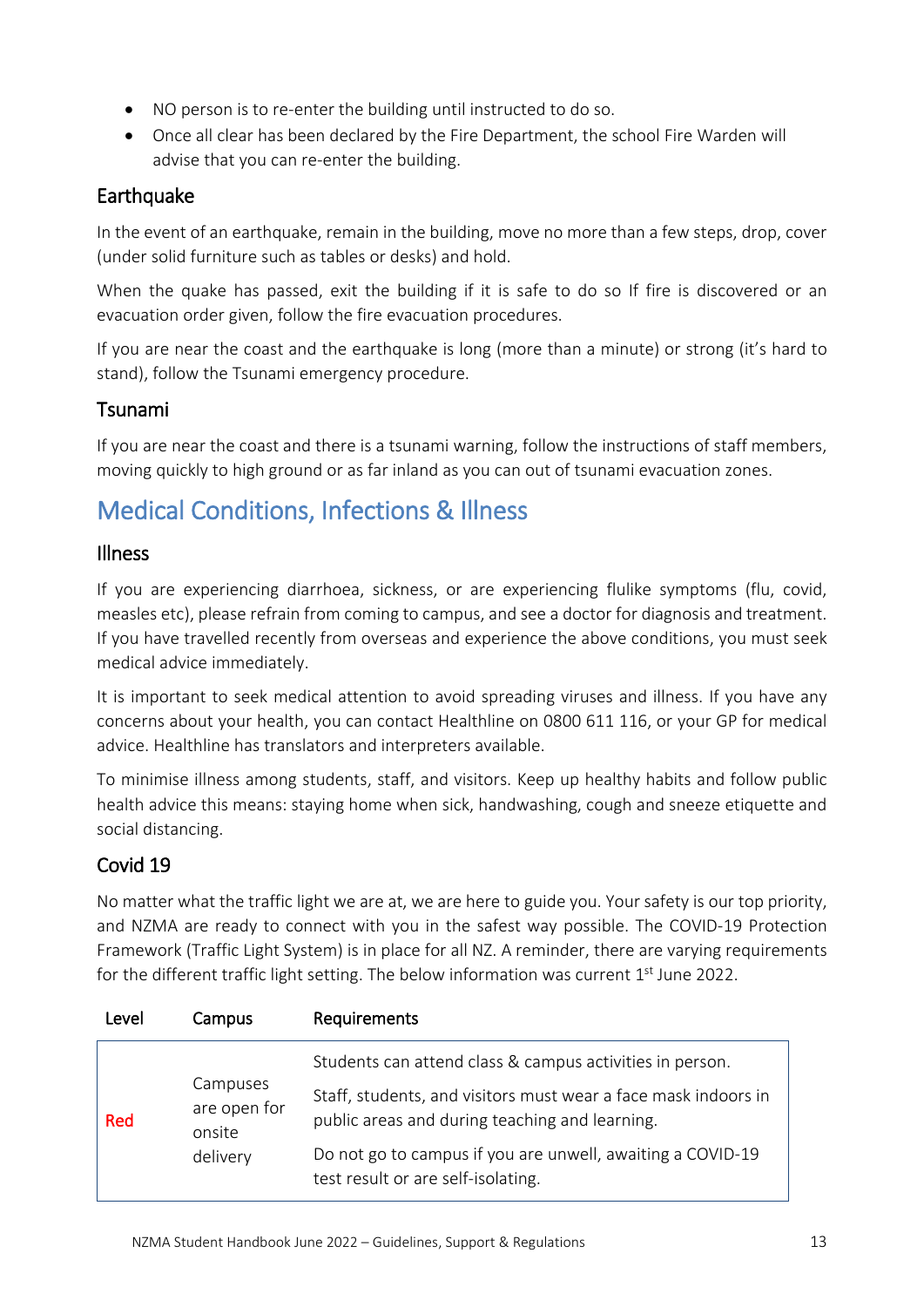- NO person is to re-enter the building until instructed to do so.
- Once all clear has been declared by the Fire Department, the school Fire Warden will advise that you can re-enter the building.

### Earthquake

In the event of an earthquake, remain in the building, move no more than a few steps, drop, cover (under solid furniture such as tables or desks) and hold.

When the quake has passed, exit the building if it is safe to do so If fire is discovered or an evacuation order given, follow the fire evacuation procedures.

If you are near the coast and the earthquake is long (more than a minute) or strong (it's hard to stand), follow the Tsunami emergency procedure.

### Tsunami

If you are near the coast and there is a tsunami warning, follow the instructions of staff members, moving quickly to high ground or as far inland as you can out of tsunami evacuation zones.

## Medical Conditions, Infections & Illness

### Illness

If you are experiencing diarrhoea, sickness, or are experiencing flulike symptoms (flu, covid, measles etc), please refrain from coming to campus, and see a doctor for diagnosis and treatment. If you have travelled recently from overseas and experience the above conditions, you must seek medical advice immediately.

It is important to seek medical attention to avoid spreading viruses and illness. If you have any concerns about your health, you can contact Healthline on 0800 611 116, or your GP for medical advice. Healthline has translators and interpreters available.

To minimise illness among students, staff, and visitors. Keep up healthy habits and follow public health advice this means: staying home when sick, handwashing, cough and sneeze etiquette and social distancing.

### Covid 19

No matter what the traffic light we are at, we are here to guide you. Your safety is our top priority, and NZMA are ready to connect with you in the safest way possible. The COVID-19 Protection Framework (Traffic Light System) is in place for all NZ. A reminder, there are varying requirements for the different traffic light setting. The below information was current 1st June 2022.

| Level | Campus | Requirements |
|---|---|---|
| Red | Campuses are open for onsite delivery | Students can attend class & campus activities in person.<br><br>Staff, students, and visitors must wear a face mask indoors in public areas and during teaching and learning.<br><br>Do not go to campus if you are unwell, awaiting a COVID-19 test result or are self-isolating. |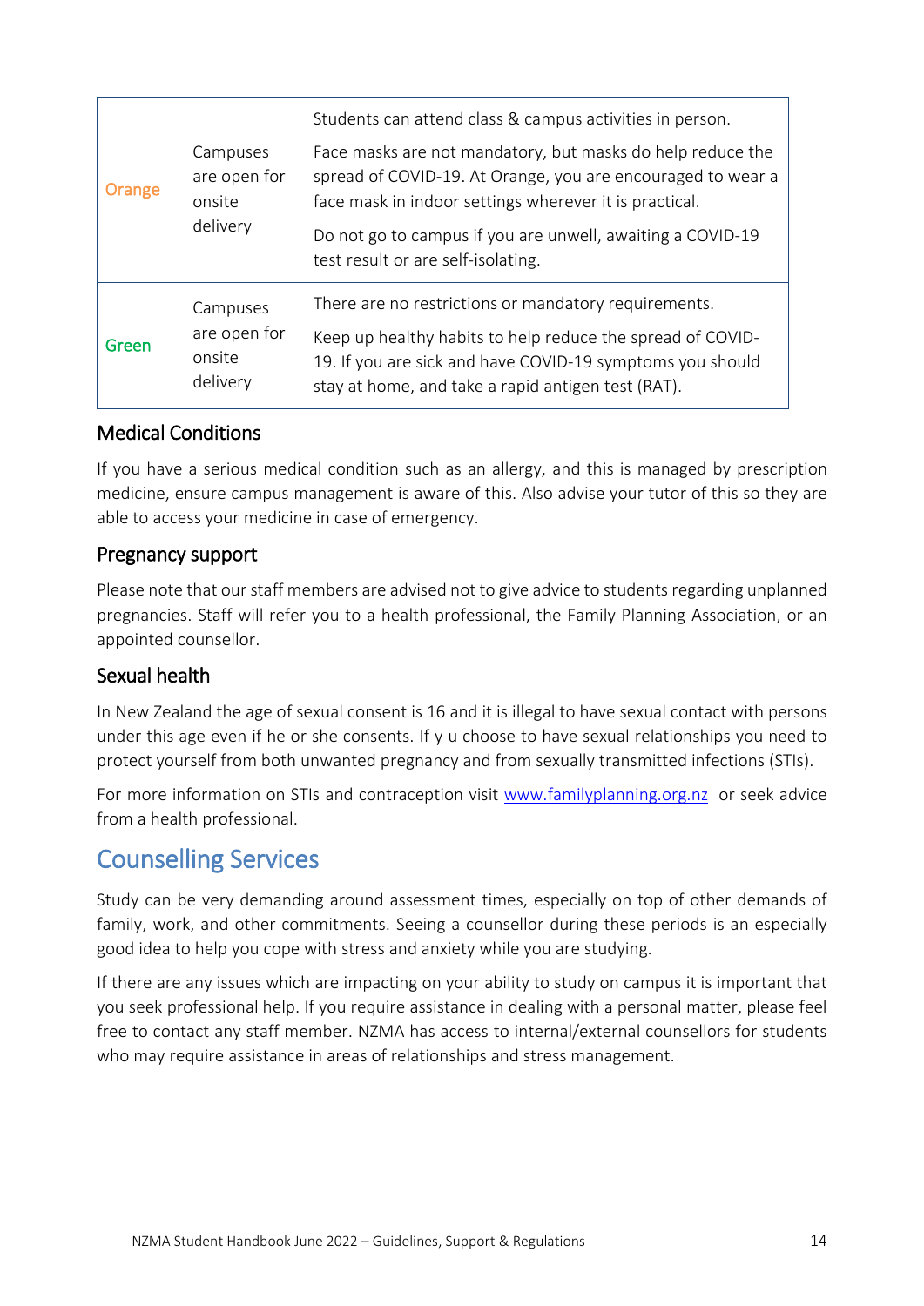| | | |
|---|---|---|
| Orange | Campuses are open for onsite delivery | Students can attend class & campus activities in person.<br><br>Face masks are not mandatory, but masks do help reduce the spread of COVID-19. At Orange, you are encouraged to wear a face mask in indoor settings wherever it is practical.<br><br>Do not go to campus if you are unwell, awaiting a COVID-19 test result or are self-isolating. |
| Green | Campuses are open for onsite delivery | There are no restrictions or mandatory requirements.<br><br>Keep up healthy habits to help reduce the spread of COVID-19. If you are sick and have COVID-19 symptoms you should stay at home, and take a rapid antigen test (RAT). |

### Medical Conditions

If you have a serious medical condition such as an allergy, and this is managed by prescription medicine, ensure campus management is aware of this. Also advise your tutor of this so they are able to access your medicine in case of emergency.

### Pregnancy support

Please note that our staff members are advised not to give advice to students regarding unplanned pregnancies. Staff will refer you to a health professional, the Family Planning Association, or an appointed counsellor.

### Sexual health

In New Zealand the age of sexual consent is 16 and it is illegal to have sexual contact with persons under this age even if he or she consents. If y u choose to have sexual relationships you need to protect yourself from both unwanted pregnancy and from sexually transmitted infections (STIs).

For more information on STIs and contraception visit www.familyplanning.org.nz or seek advice from a health professional.

## Counselling Services

Study can be very demanding around assessment times, especially on top of other demands of family, work, and other commitments. Seeing a counsellor during these periods is an especially good idea to help you cope with stress and anxiety while you are studying.

If there are any issues which are impacting on your ability to study on campus it is important that you seek professional help. If you require assistance in dealing with a personal matter, please feel free to contact any staff member. NZMA has access to internal/external counsellors for students who may require assistance in areas of relationships and stress management.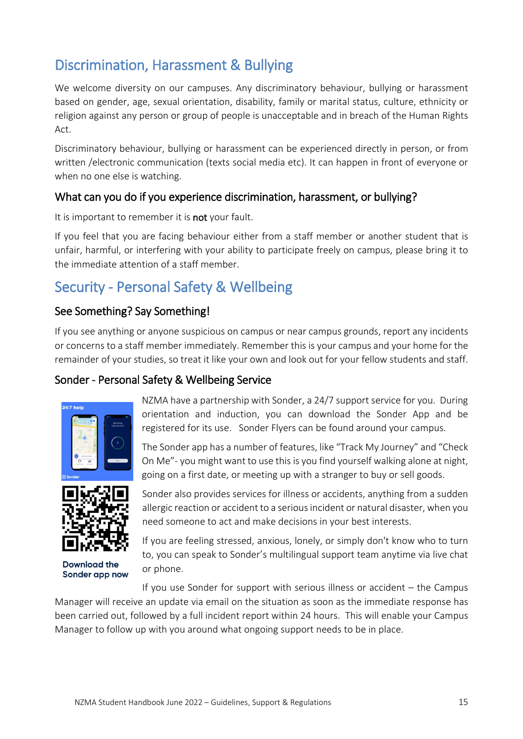# Discrimination, Harassment & Bullying

We welcome diversity on our campuses. Any discriminatory behaviour, bullying or harassment based on gender, age, sexual orientation, disability, family or marital status, culture, ethnicity or religion against any person or group of people is unacceptable and in breach of the Human Rights Act.

Discriminatory behaviour, bullying or harassment can be experienced directly in person, or from written /electronic communication (texts social media etc). It can happen in front of everyone or when no one else is watching.

## What can you do if you experience discrimination, harassment, or bullying?

It is important to remember it is **not** your fault.

If you feel that you are facing behaviour either from a staff member or another student that is unfair, harmful, or interfering with your ability to participate freely on campus, please bring it to the immediate attention of a staff member.

# Security - Personal Safety & Wellbeing

## See Something? Say Something!

If you see anything or anyone suspicious on campus or near campus grounds, report any incidents or concerns to a staff member immediately. Remember this is your campus and your home for the remainder of your studies, so treat it like your own and look out for your fellow students and staff.

## Sonder - Personal Safety & Wellbeing Service

Download the Sonder app now

NZMA have a partnership with Sonder, a 24/7 support service for you. During orientation and induction, you can download the Sonder App and be registered for its use. Sonder Flyers can be found around your campus.

The Sonder app has a number of features, like "Track My Journey" and "Check On Me"- you might want to use this is you find yourself walking alone at night, going on a first date, or meeting up with a stranger to buy or sell goods.

Sonder also provides services for illness or accidents, anything from a sudden allergic reaction or accident to a serious incident or natural disaster, when you need someone to act and make decisions in your best interests.

If you are feeling stressed, anxious, lonely, or simply don't know who to turn to, you can speak to Sonder's multilingual support team anytime via live chat or phone.

If you use Sonder for support with serious illness or accident – the Campus Manager will receive an update via email on the situation as soon as the immediate response has been carried out, followed by a full incident report within 24 hours. This will enable your Campus Manager to follow up with you around what ongoing support needs to be in place.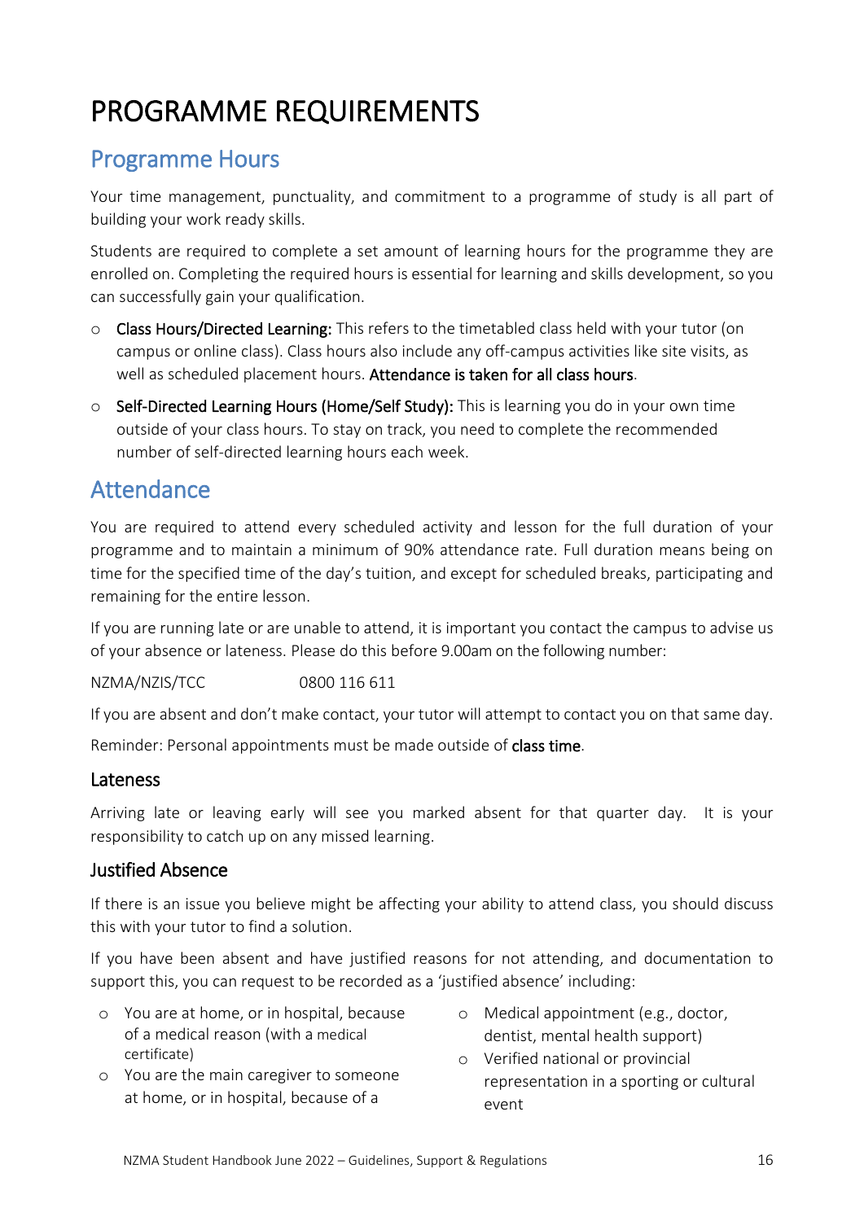# PROGRAMME REQUIREMENTS

## Programme Hours

Your time management, punctuality, and commitment to a programme of study is all part of building your work ready skills.

Students are required to complete a set amount of learning hours for the programme they are enrolled on. Completing the required hours is essential for learning and skills development, so you can successfully gain your qualification.

- **Class Hours/Directed Learning:** This refers to the timetabled class held with your tutor (on campus or online class). Class hours also include any off-campus activities like site visits, as well as scheduled placement hours. **Attendance is taken for all class hours**.
- **Self-Directed Learning Hours (Home/Self Study):** This is learning you do in your own time outside of your class hours. To stay on track, you need to complete the recommended number of self-directed learning hours each week.

## Attendance

You are required to attend every scheduled activity and lesson for the full duration of your programme and to maintain a minimum of 90% attendance rate. Full duration means being on time for the specified time of the day's tuition, and except for scheduled breaks, participating and remaining for the entire lesson.

If you are running late or are unable to attend, it is important you contact the campus to advise us of your absence or lateness. Please do this before 9.00am on the following number:

NZMA/NZIS/TCC 0800 116 611

If you are absent and don't make contact, your tutor will attempt to contact you on that same day.

Reminder: Personal appointments must be made outside of **class time**.

### Lateness

Arriving late or leaving early will see you marked absent for that quarter day. It is your responsibility to catch up on any missed learning.

### Justified Absence

If there is an issue you believe might be affecting your ability to attend class, you should discuss this with your tutor to find a solution.

If you have been absent and have justified reasons for not attending, and documentation to support this, you can request to be recorded as a 'justified absence' including:

- You are at home, or in hospital, because of a medical reason (with a medical certificate)
- You are the main caregiver to someone at home, or in hospital, because of a
- Medical appointment (e.g., doctor, dentist, mental health support)
- Verified national or provincial representation in a sporting or cultural event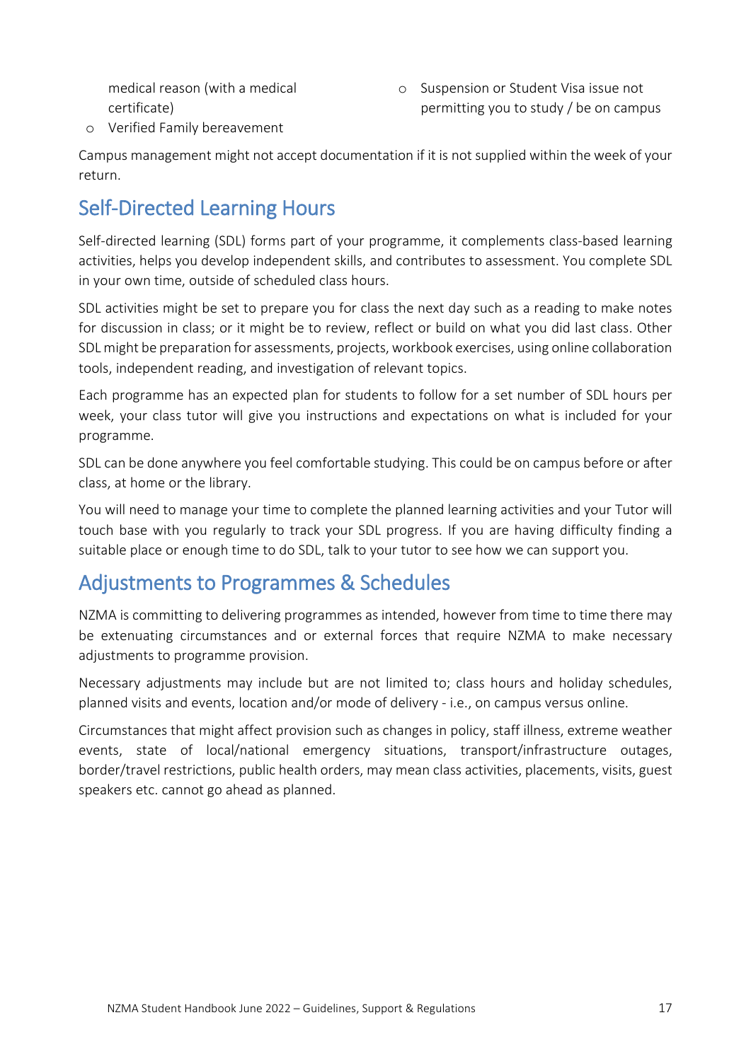medical reason (with a medical certificate)

- Verified Family bereavement
- Suspension or Student Visa issue not permitting you to study / be on campus

Campus management might not accept documentation if it is not supplied within the week of your return.

## Self-Directed Learning Hours

Self-directed learning (SDL) forms part of your programme, it complements class-based learning activities, helps you develop independent skills, and contributes to assessment. You complete SDL in your own time, outside of scheduled class hours.

SDL activities might be set to prepare you for class the next day such as a reading to make notes for discussion in class; or it might be to review, reflect or build on what you did last class. Other SDL might be preparation for assessments, projects, workbook exercises, using online collaboration tools, independent reading, and investigation of relevant topics.

Each programme has an expected plan for students to follow for a set number of SDL hours per week, your class tutor will give you instructions and expectations on what is included for your programme.

SDL can be done anywhere you feel comfortable studying. This could be on campus before or after class, at home or the library.

You will need to manage your time to complete the planned learning activities and your Tutor will touch base with you regularly to track your SDL progress. If you are having difficulty finding a suitable place or enough time to do SDL, talk to your tutor to see how we can support you.

## Adjustments to Programmes & Schedules

NZMA is committing to delivering programmes as intended, however from time to time there may be extenuating circumstances and or external forces that require NZMA to make necessary adjustments to programme provision.

Necessary adjustments may include but are not limited to; class hours and holiday schedules, planned visits and events, location and/or mode of delivery - i.e., on campus versus online.

Circumstances that might affect provision such as changes in policy, staff illness, extreme weather events, state of local/national emergency situations, transport/infrastructure outages, border/travel restrictions, public health orders, may mean class activities, placements, visits, guest speakers etc. cannot go ahead as planned.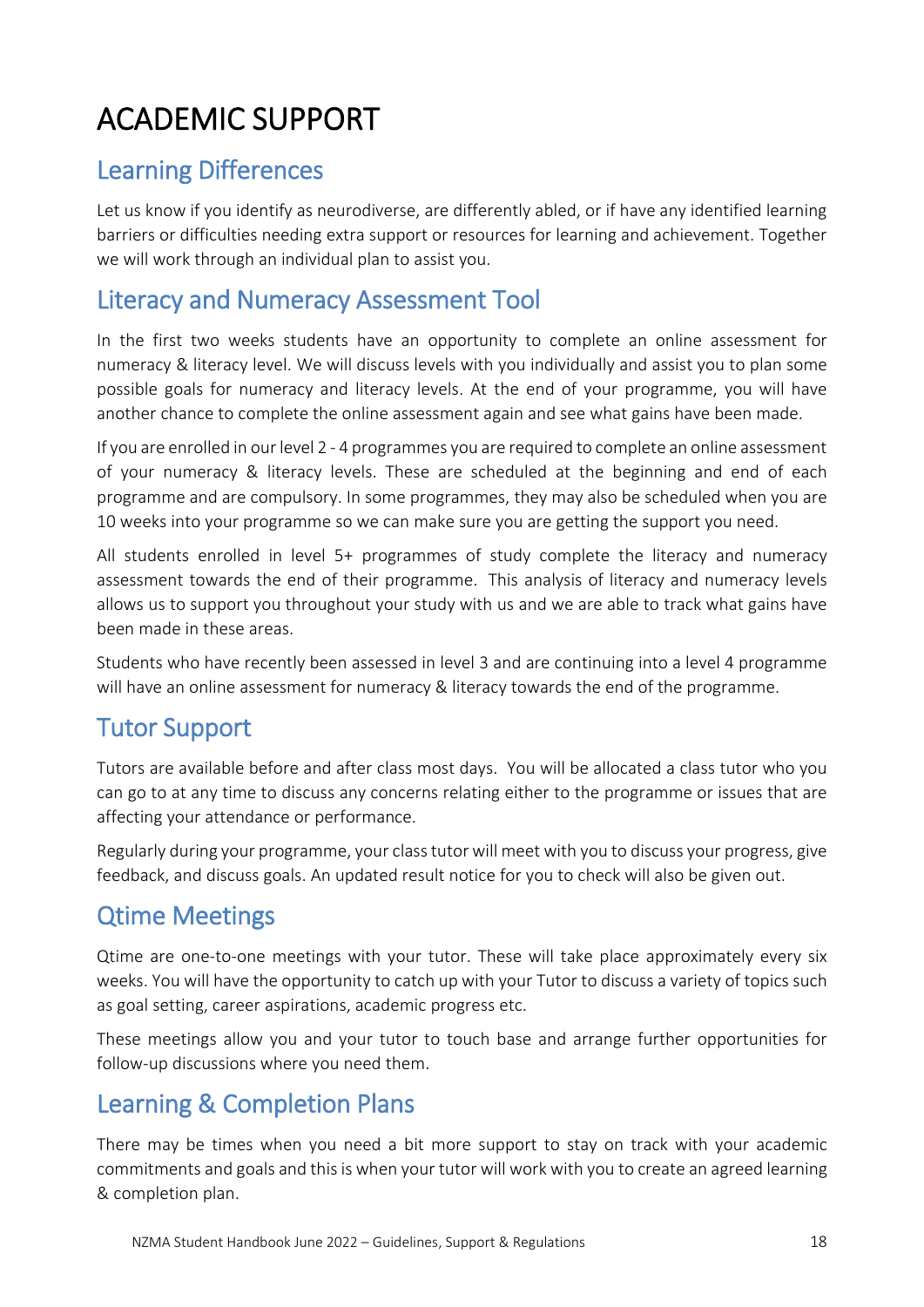# ACADEMIC SUPPORT

## Learning Differences

Let us know if you identify as neurodiverse, are differently abled, or if have any identified learning barriers or difficulties needing extra support or resources for learning and achievement. Together we will work through an individual plan to assist you.

## Literacy and Numeracy Assessment Tool

In the first two weeks students have an opportunity to complete an online assessment for numeracy & literacy level. We will discuss levels with you individually and assist you to plan some possible goals for numeracy and literacy levels. At the end of your programme, you will have another chance to complete the online assessment again and see what gains have been made.

If you are enrolled in our level 2 - 4 programmes you are required to complete an online assessment of your numeracy & literacy levels. These are scheduled at the beginning and end of each programme and are compulsory. In some programmes, they may also be scheduled when you are 10 weeks into your programme so we can make sure you are getting the support you need.

All students enrolled in level 5+ programmes of study complete the literacy and numeracy assessment towards the end of their programme. This analysis of literacy and numeracy levels allows us to support you throughout your study with us and we are able to track what gains have been made in these areas.

Students who have recently been assessed in level 3 and are continuing into a level 4 programme will have an online assessment for numeracy & literacy towards the end of the programme.

## Tutor Support

Tutors are available before and after class most days. You will be allocated a class tutor who you can go to at any time to discuss any concerns relating either to the programme or issues that are affecting your attendance or performance.

Regularly during your programme, your class tutor will meet with you to discuss your progress, give feedback, and discuss goals. An updated result notice for you to check will also be given out.

## Qtime Meetings

Qtime are one-to-one meetings with your tutor. These will take place approximately every six weeks. You will have the opportunity to catch up with your Tutor to discuss a variety of topics such as goal setting, career aspirations, academic progress etc.

These meetings allow you and your tutor to touch base and arrange further opportunities for follow-up discussions where you need them.

## Learning & Completion Plans

There may be times when you need a bit more support to stay on track with your academic commitments and goals and this is when your tutor will work with you to create an agreed learning & completion plan.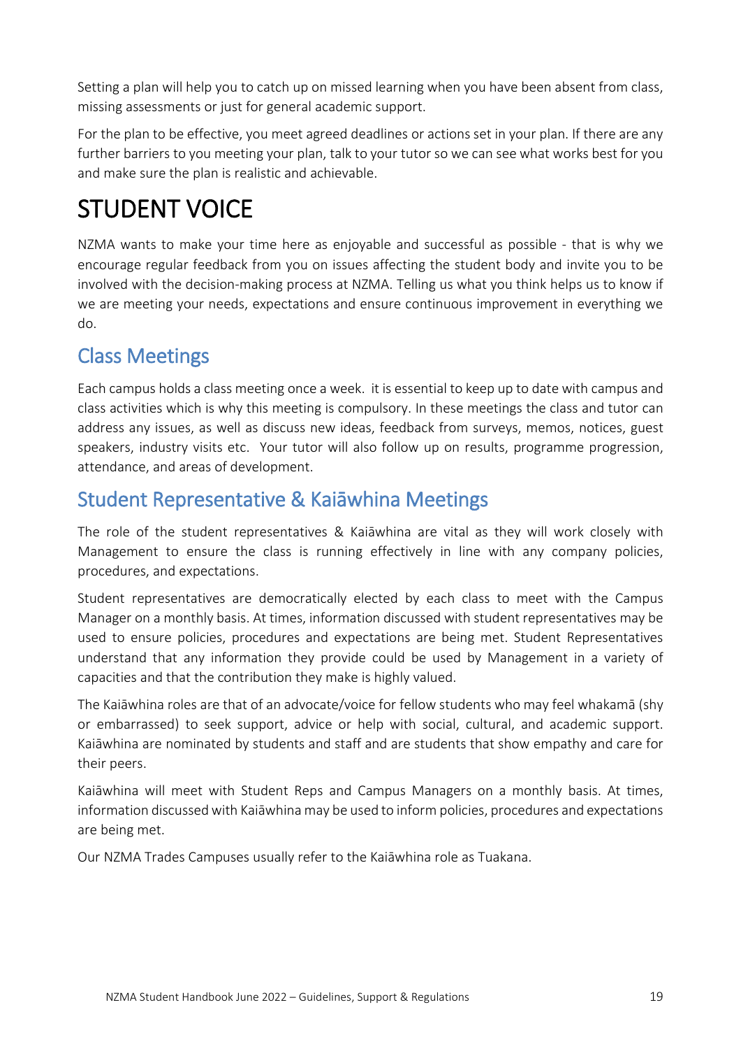Setting a plan will help you to catch up on missed learning when you have been absent from class, missing assessments or just for general academic support.

For the plan to be effective, you meet agreed deadlines or actions set in your plan. If there are any further barriers to you meeting your plan, talk to your tutor so we can see what works best for you and make sure the plan is realistic and achievable.

# STUDENT VOICE

NZMA wants to make your time here as enjoyable and successful as possible - that is why we encourage regular feedback from you on issues affecting the student body and invite you to be involved with the decision-making process at NZMA. Telling us what you think helps us to know if we are meeting your needs, expectations and ensure continuous improvement in everything we do.

## Class Meetings

Each campus holds a class meeting once a week. it is essential to keep up to date with campus and class activities which is why this meeting is compulsory. In these meetings the class and tutor can address any issues, as well as discuss new ideas, feedback from surveys, memos, notices, guest speakers, industry visits etc. Your tutor will also follow up on results, programme progression, attendance, and areas of development.

## Student Representative & Kaiāwhina Meetings

The role of the student representatives & Kaiāwhina are vital as they will work closely with Management to ensure the class is running effectively in line with any company policies, procedures, and expectations.

Student representatives are democratically elected by each class to meet with the Campus Manager on a monthly basis. At times, information discussed with student representatives may be used to ensure policies, procedures and expectations are being met. Student Representatives understand that any information they provide could be used by Management in a variety of capacities and that the contribution they make is highly valued.

The Kaiāwhina roles are that of an advocate/voice for fellow students who may feel whakamā (shy or embarrassed) to seek support, advice or help with social, cultural, and academic support. Kaiāwhina are nominated by students and staff and are students that show empathy and care for their peers.

Kaiāwhina will meet with Student Reps and Campus Managers on a monthly basis. At times, information discussed with Kaiāwhina may be used to inform policies, procedures and expectations are being met.

Our NZMA Trades Campuses usually refer to the Kaiāwhina role as Tuakana.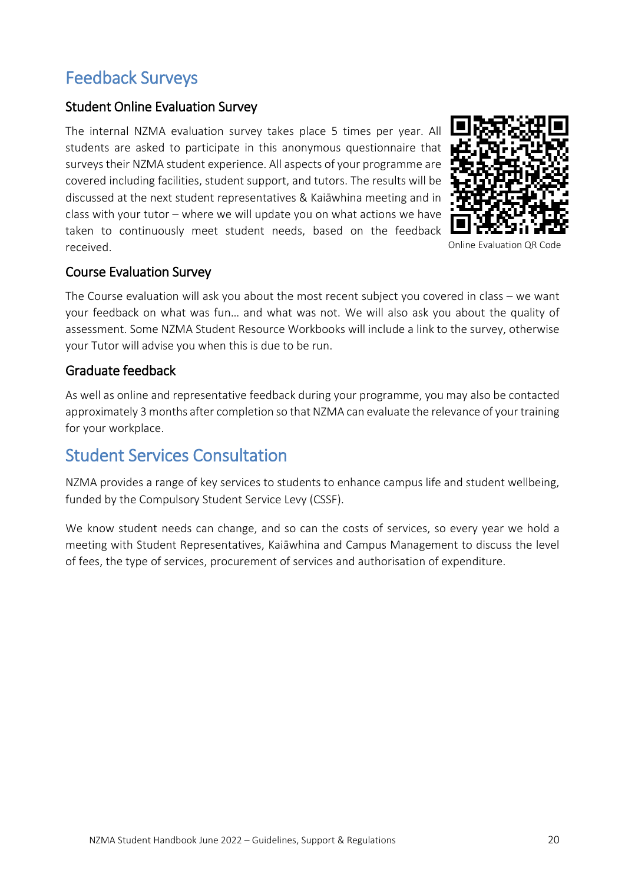# Feedback Surveys

## Student Online Evaluation Survey

The internal NZMA evaluation survey takes place 5 times per year. All students are asked to participate in this anonymous questionnaire that surveys their NZMA student experience. All aspects of your programme are covered including facilities, student support, and tutors. The results will be discussed at the next student representatives & Kaiāwhina meeting and in class with your tutor – where we will update you on what actions we have taken to continuously meet student needs, based on the feedback received.

Online Evaluation QR Code

## Course Evaluation Survey

The Course evaluation will ask you about the most recent subject you covered in class – we want your feedback on what was fun… and what was not. We will also ask you about the quality of assessment. Some NZMA Student Resource Workbooks will include a link to the survey, otherwise your Tutor will advise you when this is due to be run.

## Graduate feedback

As well as online and representative feedback during your programme, you may also be contacted approximately 3 months after completion so that NZMA can evaluate the relevance of your training for your workplace.

# Student Services Consultation

NZMA provides a range of key services to students to enhance campus life and student wellbeing, funded by the Compulsory Student Service Levy (CSSF).

We know student needs can change, and so can the costs of services, so every year we hold a meeting with Student Representatives, Kaiāwhina and Campus Management to discuss the level of fees, the type of services, procurement of services and authorisation of expenditure.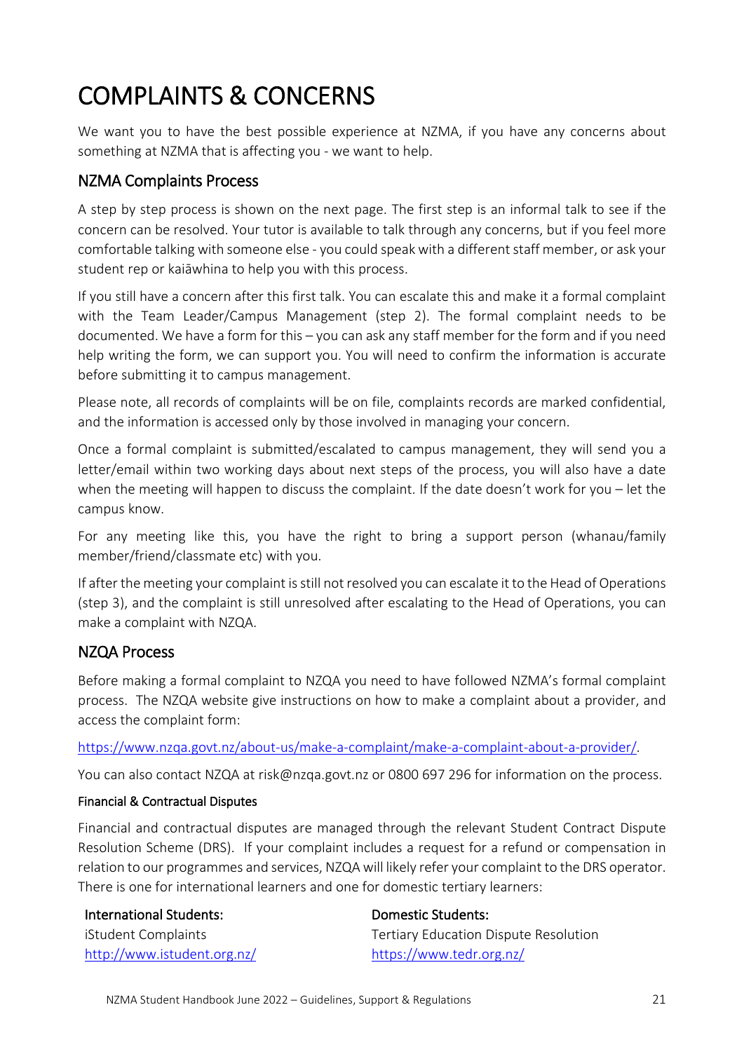# COMPLAINTS & CONCERNS

We want you to have the best possible experience at NZMA, if you have any concerns about something at NZMA that is affecting you - we want to help.

## NZMA Complaints Process

A step by step process is shown on the next page. The first step is an informal talk to see if the concern can be resolved. Your tutor is available to talk through any concerns, but if you feel more comfortable talking with someone else - you could speak with a different staff member, or ask your student rep or kaiāwhina to help you with this process.

If you still have a concern after this first talk. You can escalate this and make it a formal complaint with the Team Leader/Campus Management (step 2). The formal complaint needs to be documented. We have a form for this – you can ask any staff member for the form and if you need help writing the form, we can support you. You will need to confirm the information is accurate before submitting it to campus management.

Please note, all records of complaints will be on file, complaints records are marked confidential, and the information is accessed only by those involved in managing your concern.

Once a formal complaint is submitted/escalated to campus management, they will send you a letter/email within two working days about next steps of the process, you will also have a date when the meeting will happen to discuss the complaint. If the date doesn't work for you – let the campus know.

For any meeting like this, you have the right to bring a support person (whanau/family member/friend/classmate etc) with you.

If after the meeting your complaint is still not resolved you can escalate it to the Head of Operations (step 3), and the complaint is still unresolved after escalating to the Head of Operations, you can make a complaint with NZQA.

## NZQA Process

Before making a formal complaint to NZQA you need to have followed NZMA's formal complaint process. The NZQA website give instructions on how to make a complaint about a provider, and access the complaint form:

https://www.nzqa.govt.nz/about-us/make-a-complaint/make-a-complaint-about-a-provider/.

You can also contact NZQA at risk@nzqa.govt.nz or 0800 697 296 for information on the process.

#### Financial & Contractual Disputes

Financial and contractual disputes are managed through the relevant Student Contract Dispute Resolution Scheme (DRS). If your complaint includes a request for a refund or compensation in relation to our programmes and services, NZQA will likely refer your complaint to the DRS operator. There is one for international learners and one for domestic tertiary learners:

**International Students:**
iStudent Complaints
http://www.istudent.org.nz/

**Domestic Students:**
Tertiary Education Dispute Resolution
https://www.tedr.org.nz/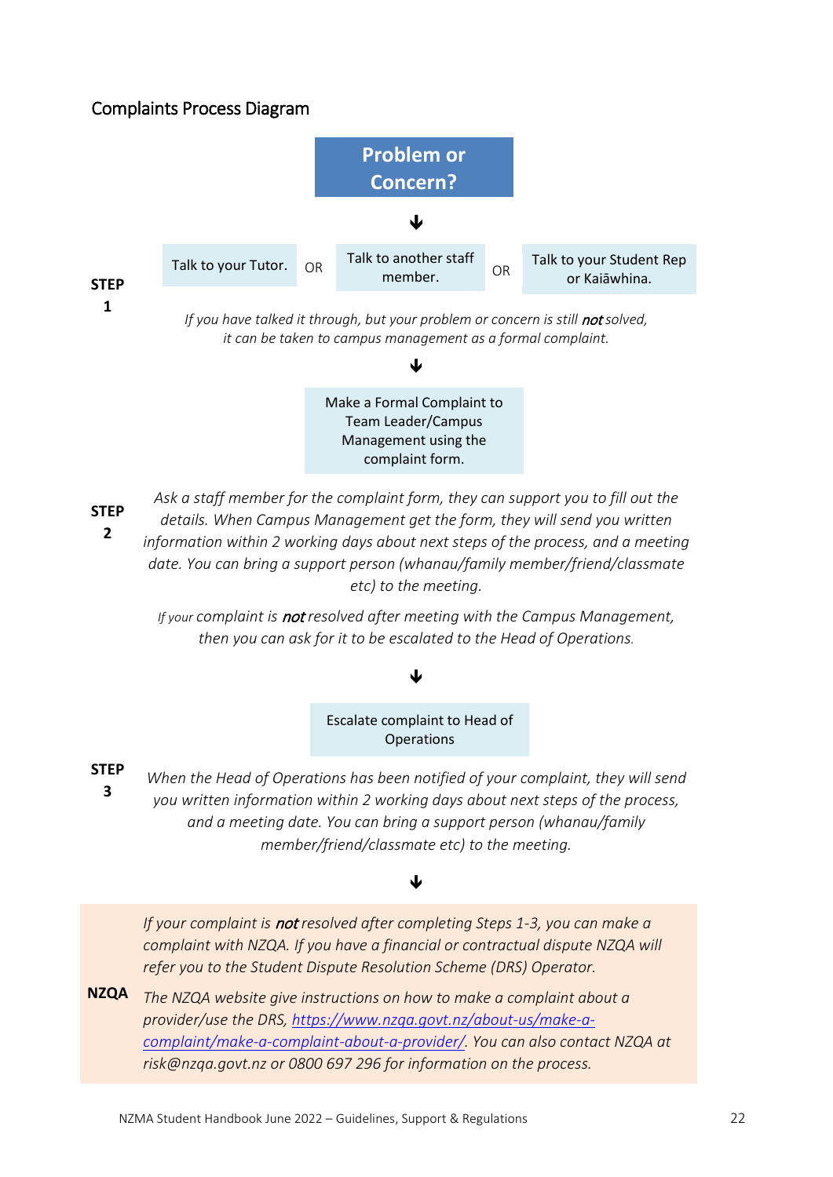## Complaints Process Diagram

**Problem or Concern?**

↓

**STEP 1**

Talk to your Tutor. OR Talk to another staff member. OR Talk to your Student Rep or Kaiāwhina.

*If you have talked it through, but your problem or concern is still **not** solved, it can be taken to campus management as a formal complaint.*

↓

**STEP 2**

Make a Formal Complaint to Team Leader/Campus Management using the complaint form.

*Ask a staff member for the complaint form, they can support you to fill out the details. When Campus Management get the form, they will send you written information within 2 working days about next steps of the process, and a meeting date. You can bring a support person (whanau/family member/friend/classmate etc) to the meeting.*

*If your complaint is **not** resolved after meeting with the Campus Management, then you can ask for it to be escalated to the Head of Operations.*

↓

**STEP 3**

Escalate complaint to Head of Operations

*When the Head of Operations has been notified of your complaint, they will send you written information within 2 working days about next steps of the process, and a meeting date. You can bring a support person (whanau/family member/friend/classmate etc) to the meeting.*

↓

**NZQA**

*If your complaint is **not** resolved after completing Steps 1-3, you can make a complaint with NZQA. If you have a financial or contractual dispute NZQA will refer you to the Student Dispute Resolution Scheme (DRS) Operator.*

*The NZQA website give instructions on how to make a complaint about a provider/use the DRS, [https://www.nzqa.govt.nz/about-us/make-a-complaint/make-a-complaint-about-a-provider/](https://www.nzqa.govt.nz/about-us/make-a-complaint/make-a-complaint-about-a-provider/). You can also contact NZQA at risk@nzqa.govt.nz or 0800 697 296 for information on the process.*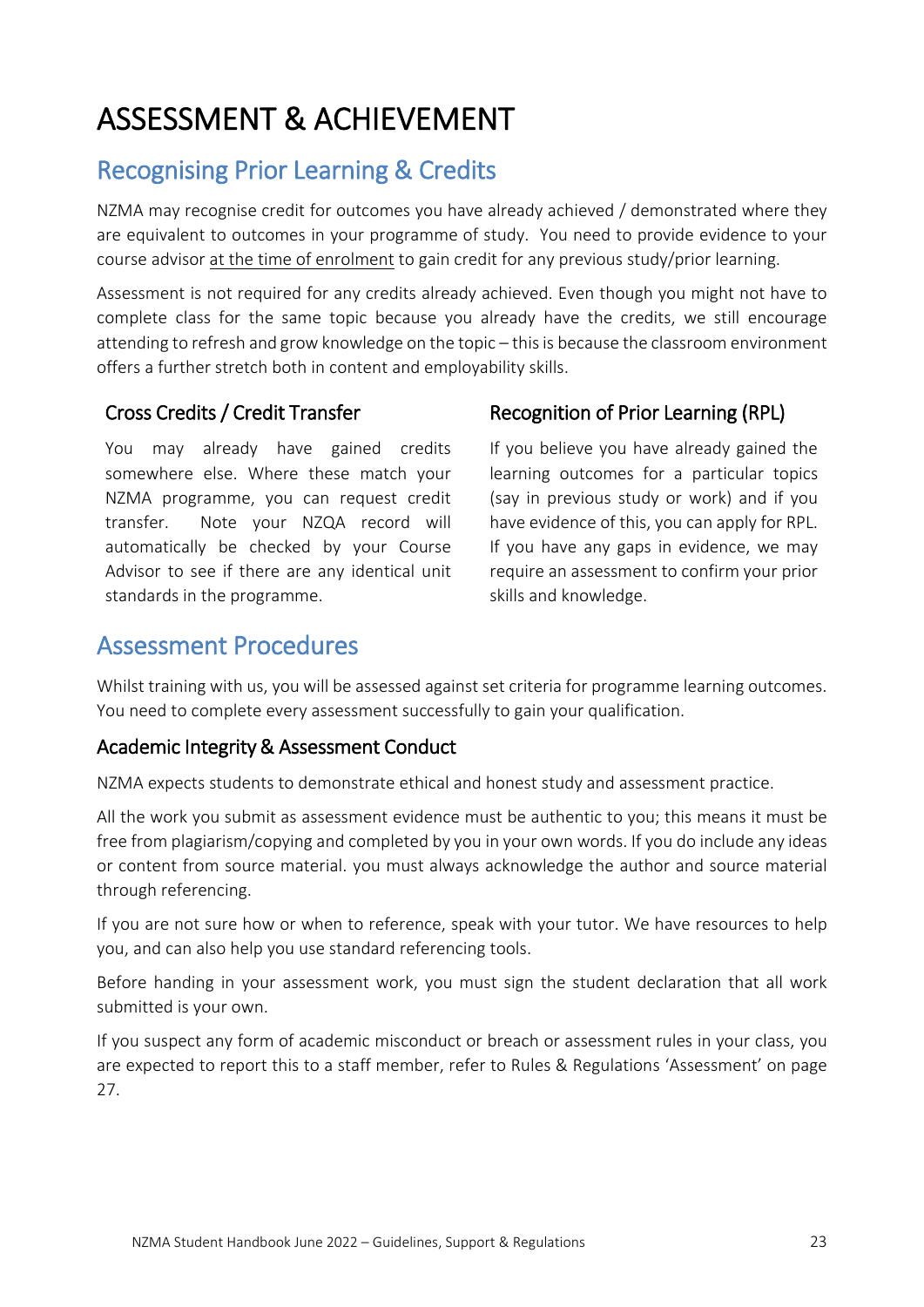# ASSESSMENT & ACHIEVEMENT

## Recognising Prior Learning & Credits

NZMA may recognise credit for outcomes you have already achieved / demonstrated where they are equivalent to outcomes in your programme of study. You need to provide evidence to your course advisor at the time of enrolment to gain credit for any previous study/prior learning.

Assessment is not required for any credits already achieved. Even though you might not have to complete class for the same topic because you already have the credits, we still encourage attending to refresh and grow knowledge on the topic – this is because the classroom environment offers a further stretch both in content and employability skills.

### Cross Credits / Credit Transfer

You may already have gained credits somewhere else. Where these match your NZMA programme, you can request credit transfer. Note your NZQA record will automatically be checked by your Course Advisor to see if there are any identical unit standards in the programme.

### Recognition of Prior Learning (RPL)

If you believe you have already gained the learning outcomes for a particular topics (say in previous study or work) and if you have evidence of this, you can apply for RPL. If you have any gaps in evidence, we may require an assessment to confirm your prior skills and knowledge.

## Assessment Procedures

Whilst training with us, you will be assessed against set criteria for programme learning outcomes. You need to complete every assessment successfully to gain your qualification.

### Academic Integrity & Assessment Conduct

NZMA expects students to demonstrate ethical and honest study and assessment practice.

All the work you submit as assessment evidence must be authentic to you; this means it must be free from plagiarism/copying and completed by you in your own words. If you do include any ideas or content from source material. you must always acknowledge the author and source material through referencing.

If you are not sure how or when to reference, speak with your tutor. We have resources to help you, and can also help you use standard referencing tools.

Before handing in your assessment work, you must sign the student declaration that all work submitted is your own.

If you suspect any form of academic misconduct or breach or assessment rules in your class, you are expected to report this to a staff member, refer to Rules & Regulations 'Assessment' on page 27.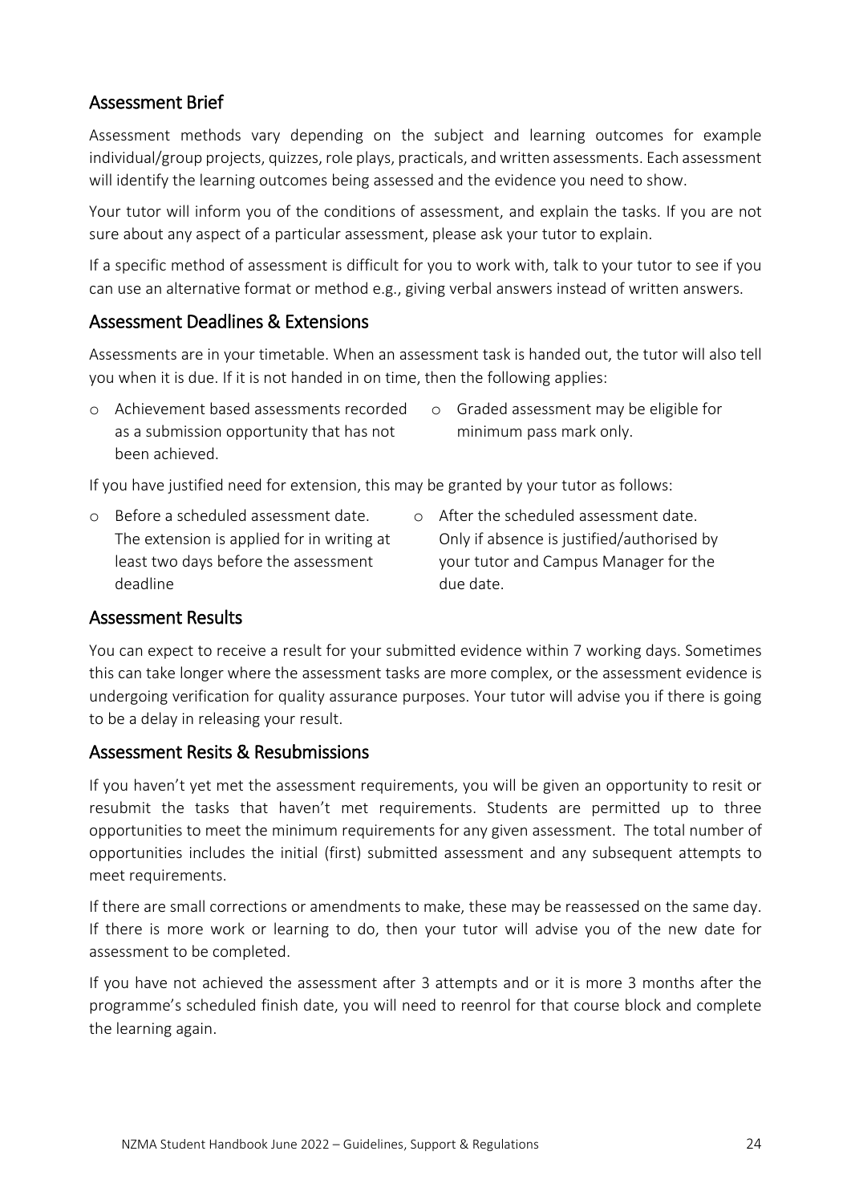## Assessment Brief

Assessment methods vary depending on the subject and learning outcomes for example individual/group projects, quizzes, role plays, practicals, and written assessments. Each assessment will identify the learning outcomes being assessed and the evidence you need to show.

Your tutor will inform you of the conditions of assessment, and explain the tasks. If you are not sure about any aspect of a particular assessment, please ask your tutor to explain.

If a specific method of assessment is difficult for you to work with, talk to your tutor to see if you can use an alternative format or method e.g., giving verbal answers instead of written answers.

## Assessment Deadlines & Extensions

Assessments are in your timetable. When an assessment task is handed out, the tutor will also tell you when it is due. If it is not handed in on time, then the following applies:

- Achievement based assessments recorded as a submission opportunity that has not been achieved.
- Graded assessment may be eligible for minimum pass mark only.

If you have justified need for extension, this may be granted by your tutor as follows:

- Before a scheduled assessment date. The extension is applied for in writing at least two days before the assessment deadline
- After the scheduled assessment date. Only if absence is justified/authorised by your tutor and Campus Manager for the due date.

## Assessment Results

You can expect to receive a result for your submitted evidence within 7 working days. Sometimes this can take longer where the assessment tasks are more complex, or the assessment evidence is undergoing verification for quality assurance purposes. Your tutor will advise you if there is going to be a delay in releasing your result.

## Assessment Resits & Resubmissions

If you haven't yet met the assessment requirements, you will be given an opportunity to resit or resubmit the tasks that haven't met requirements. Students are permitted up to three opportunities to meet the minimum requirements for any given assessment. The total number of opportunities includes the initial (first) submitted assessment and any subsequent attempts to meet requirements.

If there are small corrections or amendments to make, these may be reassessed on the same day. If there is more work or learning to do, then your tutor will advise you of the new date for assessment to be completed.

If you have not achieved the assessment after 3 attempts and or it is more 3 months after the programme's scheduled finish date, you will need to reenrol for that course block and complete the learning again.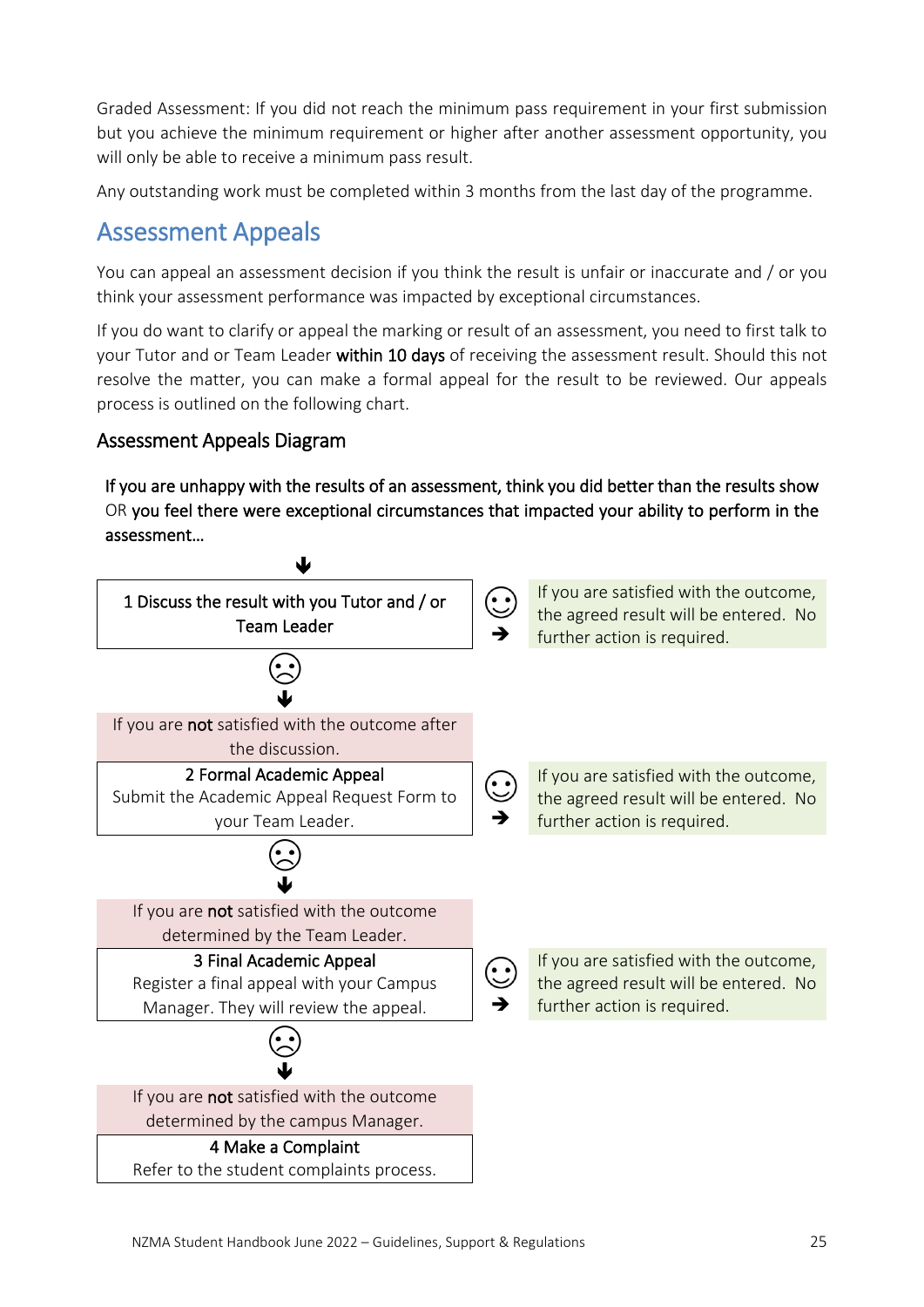Graded Assessment: If you did not reach the minimum pass requirement in your first submission but you achieve the minimum requirement or higher after another assessment opportunity, you will only be able to receive a minimum pass result.

Any outstanding work must be completed within 3 months from the last day of the programme.

## Assessment Appeals

You can appeal an assessment decision if you think the result is unfair or inaccurate and / or you think your assessment performance was impacted by exceptional circumstances.

If you do want to clarify or appeal the marking or result of an assessment, you need to first talk to your Tutor and or Team Leader **within 10 days** of receiving the assessment result. Should this not resolve the matter, you can make a formal appeal for the result to be reviewed. Our appeals process is outlined on the following chart.

### Assessment Appeals Diagram

**If you are unhappy with the results of an assessment, think you did better than the results show** OR **you feel there were exceptional circumstances that impacted your ability to perform in the assessment…**

↓

**1 Discuss the result with you Tutor and / or Team Leader**

→ ☺ If you are satisfied with the outcome, the agreed result will be entered. No further action is required.

☹ ↓

If you are **not** satisfied with the outcome after the discussion.

**2 Formal Academic Appeal**
Submit the Academic Appeal Request Form to your Team Leader.

→ ☺ If you are satisfied with the outcome, the agreed result will be entered. No further action is required.

☹ ↓

If you are **not** satisfied with the outcome determined by the Team Leader.

**3 Final Academic Appeal**
Register a final appeal with your Campus Manager. They will review the appeal.

→ ☺ If you are satisfied with the outcome, the agreed result will be entered. No further action is required.

☹ ↓

If you are **not** satisfied with the outcome determined by the campus Manager.

**4 Make a Complaint**
Refer to the student complaints process.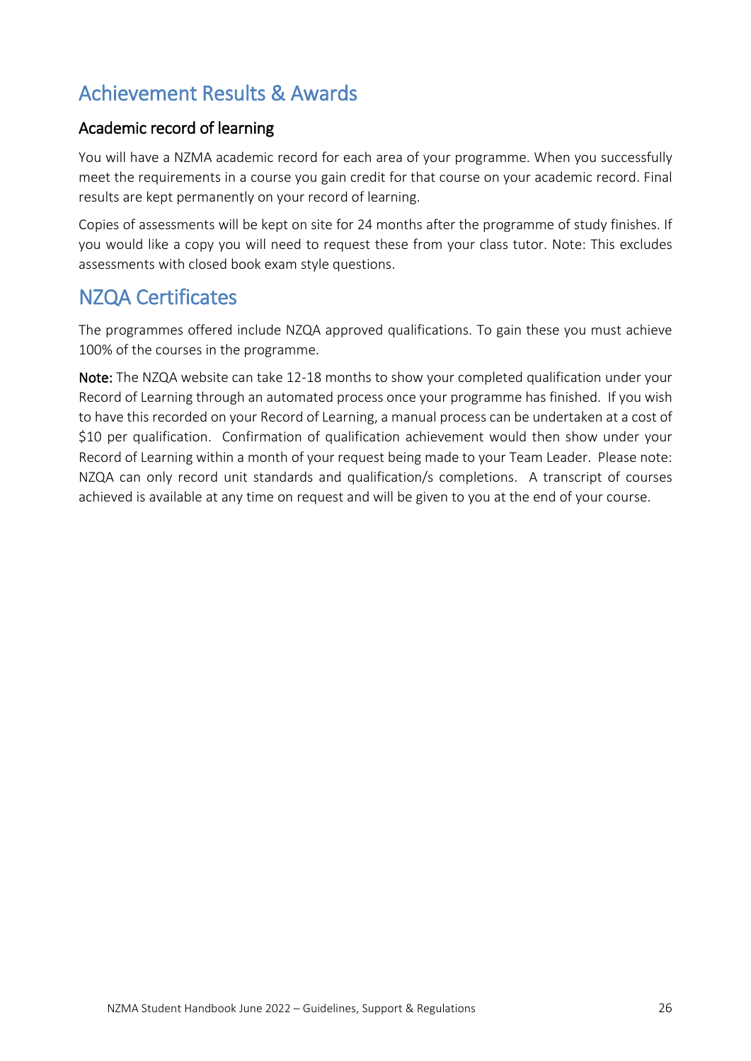# Achievement Results & Awards

## Academic record of learning

You will have a NZMA academic record for each area of your programme. When you successfully meet the requirements in a course you gain credit for that course on your academic record. Final results are kept permanently on your record of learning.

Copies of assessments will be kept on site for 24 months after the programme of study finishes. If you would like a copy you will need to request these from your class tutor. Note: This excludes assessments with closed book exam style questions.

# NZQA Certificates

The programmes offered include NZQA approved qualifications. To gain these you must achieve 100% of the courses in the programme.

**Note:** The NZQA website can take 12-18 months to show your completed qualification under your Record of Learning through an automated process once your programme has finished. If you wish to have this recorded on your Record of Learning, a manual process can be undertaken at a cost of $10 per qualification. Confirmation of qualification achievement would then show under your Record of Learning within a month of your request being made to your Team Leader. Please note: NZQA can only record unit standards and qualification/s completions. A transcript of courses achieved is available at any time on request and will be given to you at the end of your course.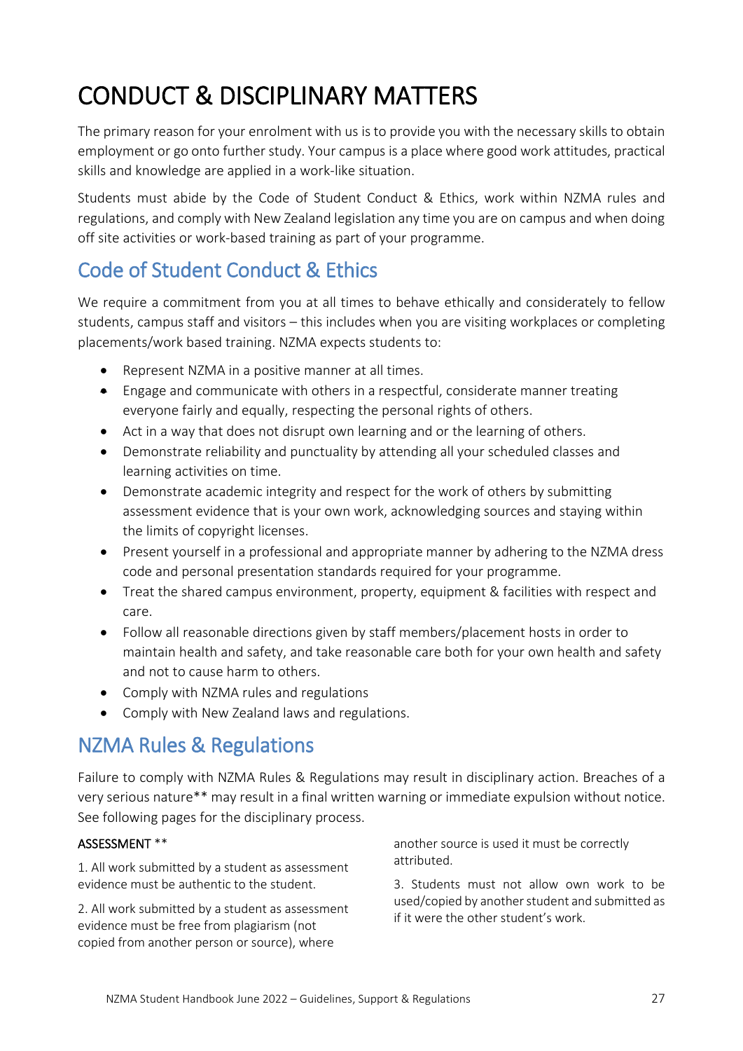# CONDUCT & DISCIPLINARY MATTERS

The primary reason for your enrolment with us is to provide you with the necessary skills to obtain employment or go onto further study. Your campus is a place where good work attitudes, practical skills and knowledge are applied in a work-like situation.

Students must abide by the Code of Student Conduct & Ethics, work within NZMA rules and regulations, and comply with New Zealand legislation any time you are on campus and when doing off site activities or work-based training as part of your programme.

## Code of Student Conduct & Ethics

We require a commitment from you at all times to behave ethically and considerately to fellow students, campus staff and visitors – this includes when you are visiting workplaces or completing placements/work based training. NZMA expects students to:

- Represent NZMA in a positive manner at all times.
- Engage and communicate with others in a respectful, considerate manner treating everyone fairly and equally, respecting the personal rights of others.
- Act in a way that does not disrupt own learning and or the learning of others.
- Demonstrate reliability and punctuality by attending all your scheduled classes and learning activities on time.
- Demonstrate academic integrity and respect for the work of others by submitting assessment evidence that is your own work, acknowledging sources and staying within the limits of copyright licenses.
- Present yourself in a professional and appropriate manner by adhering to the NZMA dress code and personal presentation standards required for your programme.
- Treat the shared campus environment, property, equipment & facilities with respect and care.
- Follow all reasonable directions given by staff members/placement hosts in order to maintain health and safety, and take reasonable care both for your own health and safety and not to cause harm to others.
- Comply with NZMA rules and regulations
- Comply with New Zealand laws and regulations.

## NZMA Rules & Regulations

Failure to comply with NZMA Rules & Regulations may result in disciplinary action. Breaches of a very serious nature** may result in a final written warning or immediate expulsion without notice. See following pages for the disciplinary process.

ASSESSMENT **

1. All work submitted by a student as assessment evidence must be authentic to the student.

2. All work submitted by a student as assessment evidence must be free from plagiarism (not copied from another person or source), where another source is used it must be correctly attributed.

3. Students must not allow own work to be used/copied by another student and submitted as if it were the other student's work.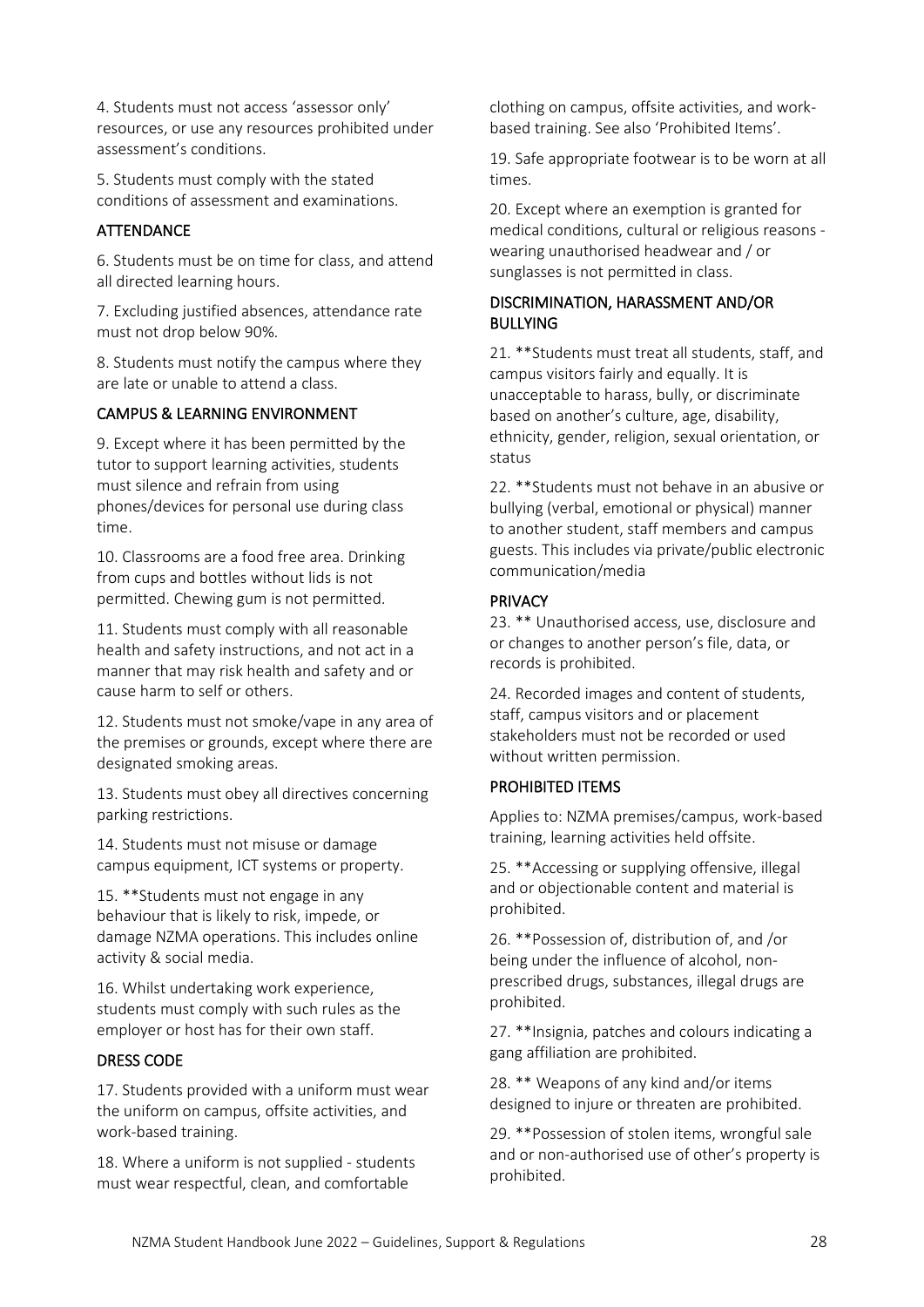4. Students must not access 'assessor only' resources, or use any resources prohibited under assessment's conditions.

5. Students must comply with the stated conditions of assessment and examinations.

## ATTENDANCE

6. Students must be on time for class, and attend all directed learning hours.

7. Excluding justified absences, attendance rate must not drop below 90%.

8. Students must notify the campus where they are late or unable to attend a class.

## CAMPUS & LEARNING ENVIRONMENT

9. Except where it has been permitted by the tutor to support learning activities, students must silence and refrain from using phones/devices for personal use during class time.

10. Classrooms are a food free area. Drinking from cups and bottles without lids is not permitted. Chewing gum is not permitted.

11. Students must comply with all reasonable health and safety instructions, and not act in a manner that may risk health and safety and or cause harm to self or others.

12. Students must not smoke/vape in any area of the premises or grounds, except where there are designated smoking areas.

13. Students must obey all directives concerning parking restrictions.

14. Students must not misuse or damage campus equipment, ICT systems or property.

15. **Students must not engage in any behaviour that is likely to risk, impede, or damage NZMA operations. This includes online activity & social media.

16. Whilst undertaking work experience, students must comply with such rules as the employer or host has for their own staff.

## DRESS CODE

17. Students provided with a uniform must wear the uniform on campus, offsite activities, and work-based training.

18. Where a uniform is not supplied - students must wear respectful, clean, and comfortable clothing on campus, offsite activities, and work-based training. See also 'Prohibited Items'.

19. Safe appropriate footwear is to be worn at all times.

20. Except where an exemption is granted for medical conditions, cultural or religious reasons - wearing unauthorised headwear and / or sunglasses is not permitted in class.

## DISCRIMINATION, HARASSMENT AND/OR BULLYING

21. **Students must treat all students, staff, and campus visitors fairly and equally. It is unacceptable to harass, bully, or discriminate based on another's culture, age, disability, ethnicity, gender, religion, sexual orientation, or status

22. **Students must not behave in an abusive or bullying (verbal, emotional or physical) manner to another student, staff members and campus guests. This includes via private/public electronic communication/media

## PRIVACY

23. ** Unauthorised access, use, disclosure and or changes to another person's file, data, or records is prohibited.

24. Recorded images and content of students, staff, campus visitors and or placement stakeholders must not be recorded or used without written permission.

## PROHIBITED ITEMS

Applies to: NZMA premises/campus, work-based training, learning activities held offsite.

25. **Accessing or supplying offensive, illegal and or objectionable content and material is prohibited.

26. **Possession of, distribution of, and /or being under the influence of alcohol, non-prescribed drugs, substances, illegal drugs are prohibited.

27. **Insignia, patches and colours indicating a gang affiliation are prohibited.

28. ** Weapons of any kind and/or items designed to injure or threaten are prohibited.

29. **Possession of stolen items, wrongful sale and or non-authorised use of other's property is prohibited.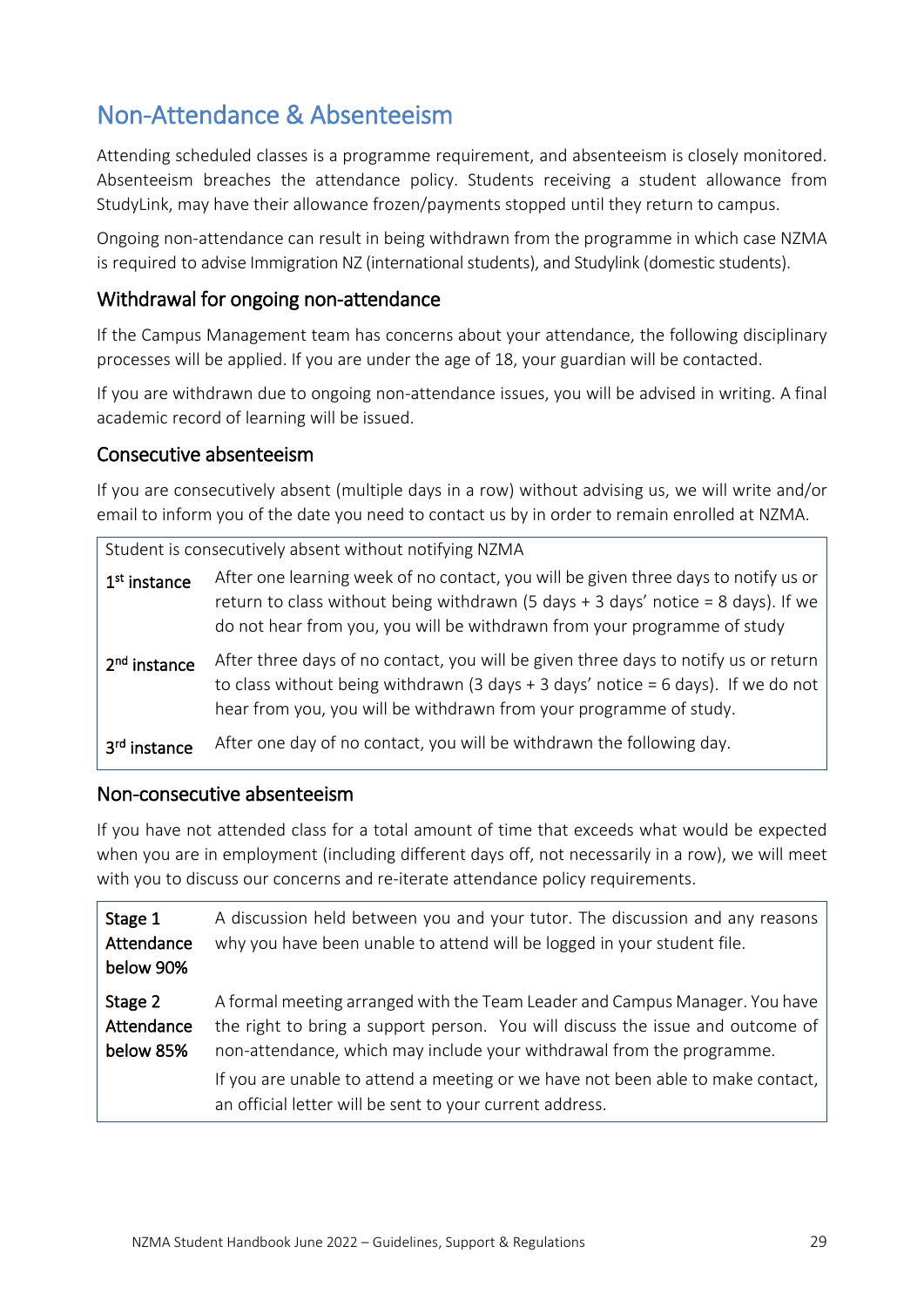# Non-Attendance & Absenteeism

Attending scheduled classes is a programme requirement, and absenteeism is closely monitored. Absenteeism breaches the attendance policy. Students receiving a student allowance from StudyLink, may have their allowance frozen/payments stopped until they return to campus.

Ongoing non-attendance can result in being withdrawn from the programme in which case NZMA is required to advise Immigration NZ (international students), and Studylink (domestic students).

## Withdrawal for ongoing non-attendance

If the Campus Management team has concerns about your attendance, the following disciplinary processes will be applied. If you are under the age of 18, your guardian will be contacted.

If you are withdrawn due to ongoing non-attendance issues, you will be advised in writing. A final academic record of learning will be issued.

## Consecutive absenteeism

If you are consecutively absent (multiple days in a row) without advising us, we will write and/or email to inform you of the date you need to contact us by in order to remain enrolled at NZMA.

| Student is consecutively absent without notifying NZMA | |
|---|---|
| 1st instance | After one learning week of no contact, you will be given three days to notify us or return to class without being withdrawn (5 days + 3 days' notice = 8 days). If we do not hear from you, you will be withdrawn from your programme of study |
| 2nd instance | After three days of no contact, you will be given three days to notify us or return to class without being withdrawn (3 days + 3 days' notice = 6 days). If we do not hear from you, you will be withdrawn from your programme of study. |
| 3rd instance | After one day of no contact, you will be withdrawn the following day. |

## Non-consecutive absenteeism

If you have not attended class for a total amount of time that exceeds what would be expected when you are in employment (including different days off, not necessarily in a row), we will meet with you to discuss our concerns and re-iterate attendance policy requirements.

| Stage | Process |
|---|---|
| **Stage 1 Attendance below 90%** | A discussion held between you and your tutor. The discussion and any reasons why you have been unable to attend will be logged in your student file. |
| **Stage 2 Attendance below 85%** | A formal meeting arranged with the Team Leader and Campus Manager. You have the right to bring a support person. You will discuss the issue and outcome of non-attendance, which may include your withdrawal from the programme. If you are unable to attend a meeting or we have not been able to make contact, an official letter will be sent to your current address. |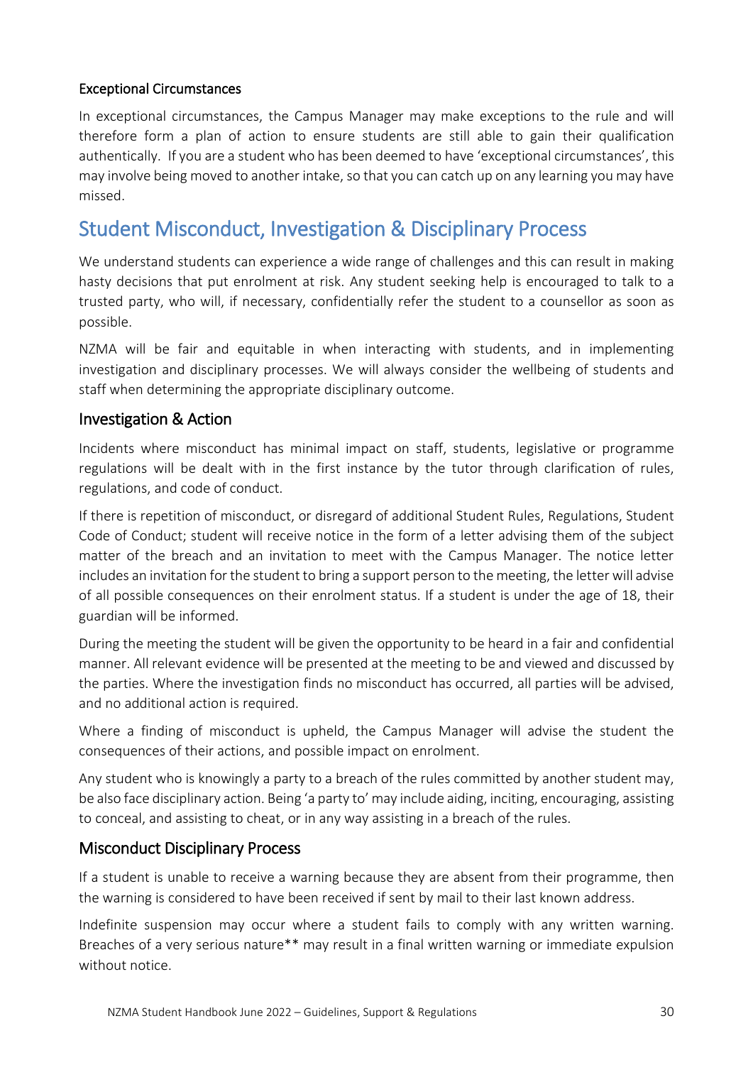### Exceptional Circumstances

In exceptional circumstances, the Campus Manager may make exceptions to the rule and will therefore form a plan of action to ensure students are still able to gain their qualification authentically. If you are a student who has been deemed to have 'exceptional circumstances', this may involve being moved to another intake, so that you can catch up on any learning you may have missed.

## Student Misconduct, Investigation & Disciplinary Process

We understand students can experience a wide range of challenges and this can result in making hasty decisions that put enrolment at risk. Any student seeking help is encouraged to talk to a trusted party, who will, if necessary, confidentially refer the student to a counsellor as soon as possible.

NZMA will be fair and equitable in when interacting with students, and in implementing investigation and disciplinary processes. We will always consider the wellbeing of students and staff when determining the appropriate disciplinary outcome.

### Investigation & Action

Incidents where misconduct has minimal impact on staff, students, legislative or programme regulations will be dealt with in the first instance by the tutor through clarification of rules, regulations, and code of conduct.

If there is repetition of misconduct, or disregard of additional Student Rules, Regulations, Student Code of Conduct; student will receive notice in the form of a letter advising them of the subject matter of the breach and an invitation to meet with the Campus Manager. The notice letter includes an invitation for the student to bring a support person to the meeting, the letter will advise of all possible consequences on their enrolment status. If a student is under the age of 18, their guardian will be informed.

During the meeting the student will be given the opportunity to be heard in a fair and confidential manner. All relevant evidence will be presented at the meeting to be and viewed and discussed by the parties. Where the investigation finds no misconduct has occurred, all parties will be advised, and no additional action is required.

Where a finding of misconduct is upheld, the Campus Manager will advise the student the consequences of their actions, and possible impact on enrolment.

Any student who is knowingly a party to a breach of the rules committed by another student may, be also face disciplinary action. Being 'a party to' may include aiding, inciting, encouraging, assisting to conceal, and assisting to cheat, or in any way assisting in a breach of the rules.

### Misconduct Disciplinary Process

If a student is unable to receive a warning because they are absent from their programme, then the warning is considered to have been received if sent by mail to their last known address.

Indefinite suspension may occur where a student fails to comply with any written warning. Breaches of a very serious nature** may result in a final written warning or immediate expulsion without notice.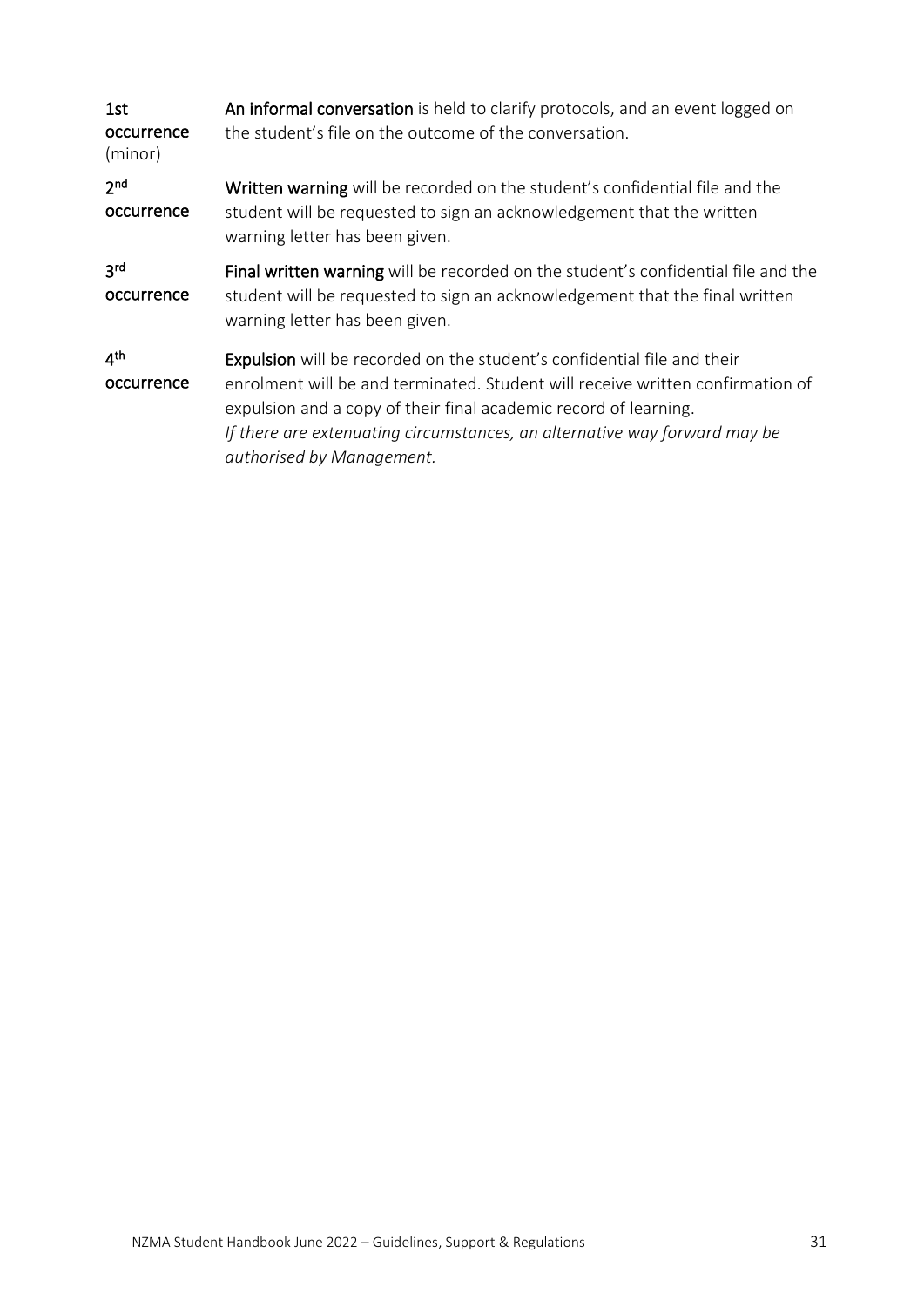| | |
|---|---|
| **1st occurrence** (minor) | **An informal conversation** is held to clarify protocols, and an event logged on the student's file on the outcome of the conversation. |
| **2nd occurrence** | **Written warning** will be recorded on the student's confidential file and the student will be requested to sign an acknowledgement that the written warning letter has been given. |
| **3rd occurrence** | **Final written warning** will be recorded on the student's confidential file and the student will be requested to sign an acknowledgement that the final written warning letter has been given. |
| **4th occurrence** | **Expulsion** will be recorded on the student's confidential file and their enrolment will be and terminated. Student will receive written confirmation of expulsion and a copy of their final academic record of learning. *If there are extenuating circumstances, an alternative way forward may be authorised by Management.* |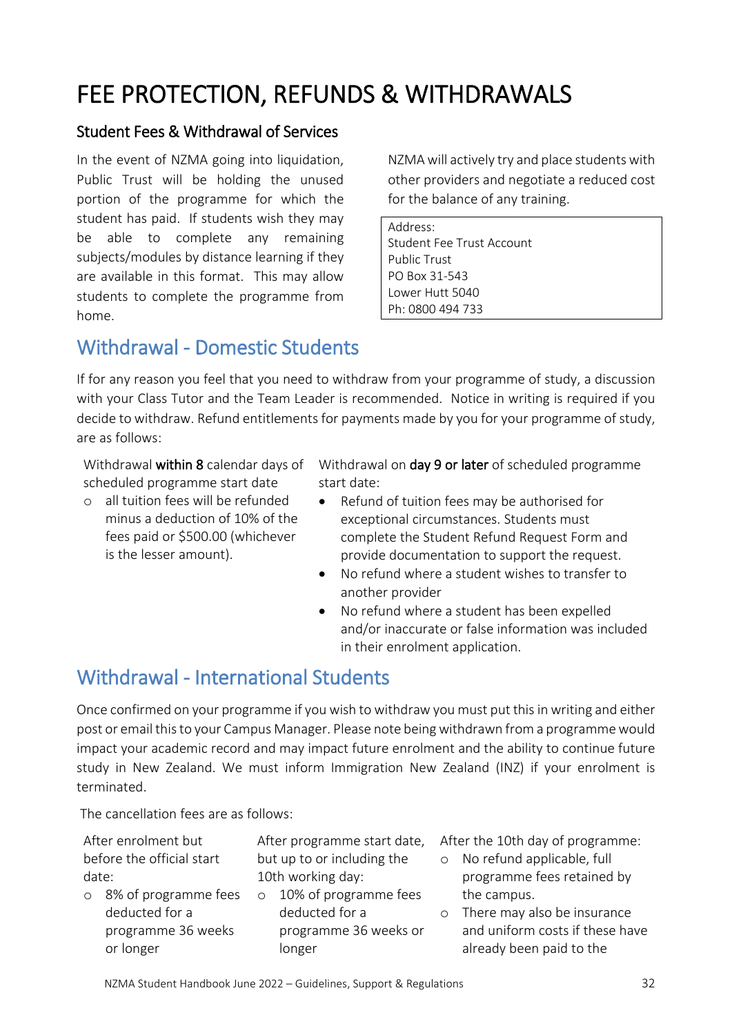# FEE PROTECTION, REFUNDS & WITHDRAWALS

### Student Fees & Withdrawal of Services

In the event of NZMA going into liquidation, Public Trust will be holding the unused portion of the programme for which the student has paid. If students wish they may be able to complete any remaining subjects/modules by distance learning if they are available in this format. This may allow students to complete the programme from home.

NZMA will actively try and place students with other providers and negotiate a reduced cost for the balance of any training.

Address:
Student Fee Trust Account
Public Trust
PO Box 31-543
Lower Hutt 5040
Ph: 0800 494 733

## Withdrawal - Domestic Students

If for any reason you feel that you need to withdraw from your programme of study, a discussion with your Class Tutor and the Team Leader is recommended. Notice in writing is required if you decide to withdraw. Refund entitlements for payments made by you for your programme of study, are as follows:

Withdrawal **within 8** calendar days of scheduled programme start date

- all tuition fees will be refunded minus a deduction of 10% of the fees paid or $500.00 (whichever is the lesser amount).

Withdrawal on **day 9 or later** of scheduled programme start date:

- Refund of tuition fees may be authorised for exceptional circumstances. Students must complete the Student Refund Request Form and provide documentation to support the request.
- No refund where a student wishes to transfer to another provider
- No refund where a student has been expelled and/or inaccurate or false information was included in their enrolment application.

## Withdrawal - International Students

Once confirmed on your programme if you wish to withdraw you must put this in writing and either post or email this to your Campus Manager. Please note being withdrawn from a programme would impact your academic record and may impact future enrolment and the ability to continue future study in New Zealand. We must inform Immigration New Zealand (INZ) if your enrolment is terminated.

The cancellation fees are as follows:

After enrolment but before the official start date:

- 8% of programme fees deducted for a programme 36 weeks or longer

After programme start date, but up to or including the 10th working day:

- 10% of programme fees deducted for a programme 36 weeks or longer

After the 10th day of programme:

- No refund applicable, full programme fees retained by the campus.
- There may also be insurance and uniform costs if these have already been paid to the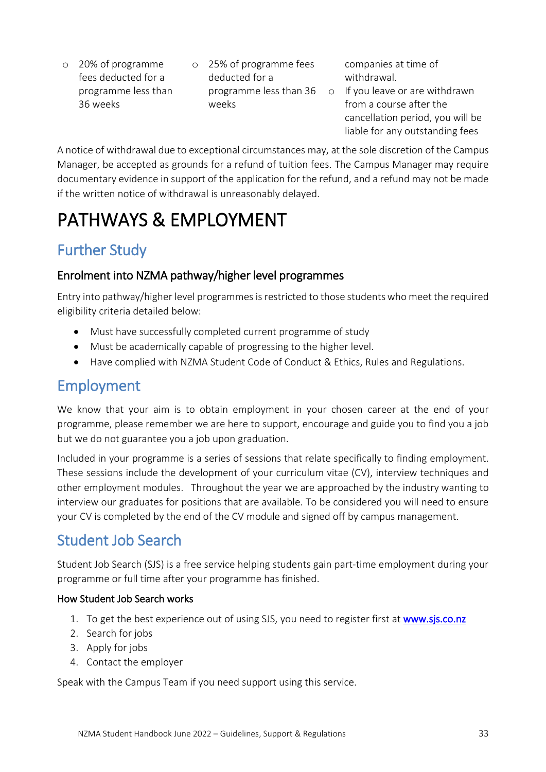- 20% of programme fees deducted for a programme less than 36 weeks
- 25% of programme fees deducted for a programme less than 36 weeks

companies at time of withdrawal.

- If you leave or are withdrawn from a course after the cancellation period, you will be liable for any outstanding fees

A notice of withdrawal due to exceptional circumstances may, at the sole discretion of the Campus Manager, be accepted as grounds for a refund of tuition fees. The Campus Manager may require documentary evidence in support of the application for the refund, and a refund may not be made if the written notice of withdrawal is unreasonably delayed.

# PATHWAYS & EMPLOYMENT

## Further Study

### Enrolment into NZMA pathway/higher level programmes

Entry into pathway/higher level programmes is restricted to those students who meet the required eligibility criteria detailed below:

- Must have successfully completed current programme of study
- Must be academically capable of progressing to the higher level.
- Have complied with NZMA Student Code of Conduct & Ethics, Rules and Regulations.

## Employment

We know that your aim is to obtain employment in your chosen career at the end of your programme, please remember we are here to support, encourage and guide you to find you a job but we do not guarantee you a job upon graduation.

Included in your programme is a series of sessions that relate specifically to finding employment. These sessions include the development of your curriculum vitae (CV), interview techniques and other employment modules. Throughout the year we are approached by the industry wanting to interview our graduates for positions that are available. To be considered you will need to ensure your CV is completed by the end of the CV module and signed off by campus management.

## Student Job Search

Student Job Search (SJS) is a free service helping students gain part-time employment during your programme or full time after your programme has finished.

### How Student Job Search works

1. To get the best experience out of using SJS, you need to register first at [www.sjs.co.nz](http://www.sjs.co.nz)
2. Search for jobs
3. Apply for jobs
4. Contact the employer

Speak with the Campus Team if you need support using this service.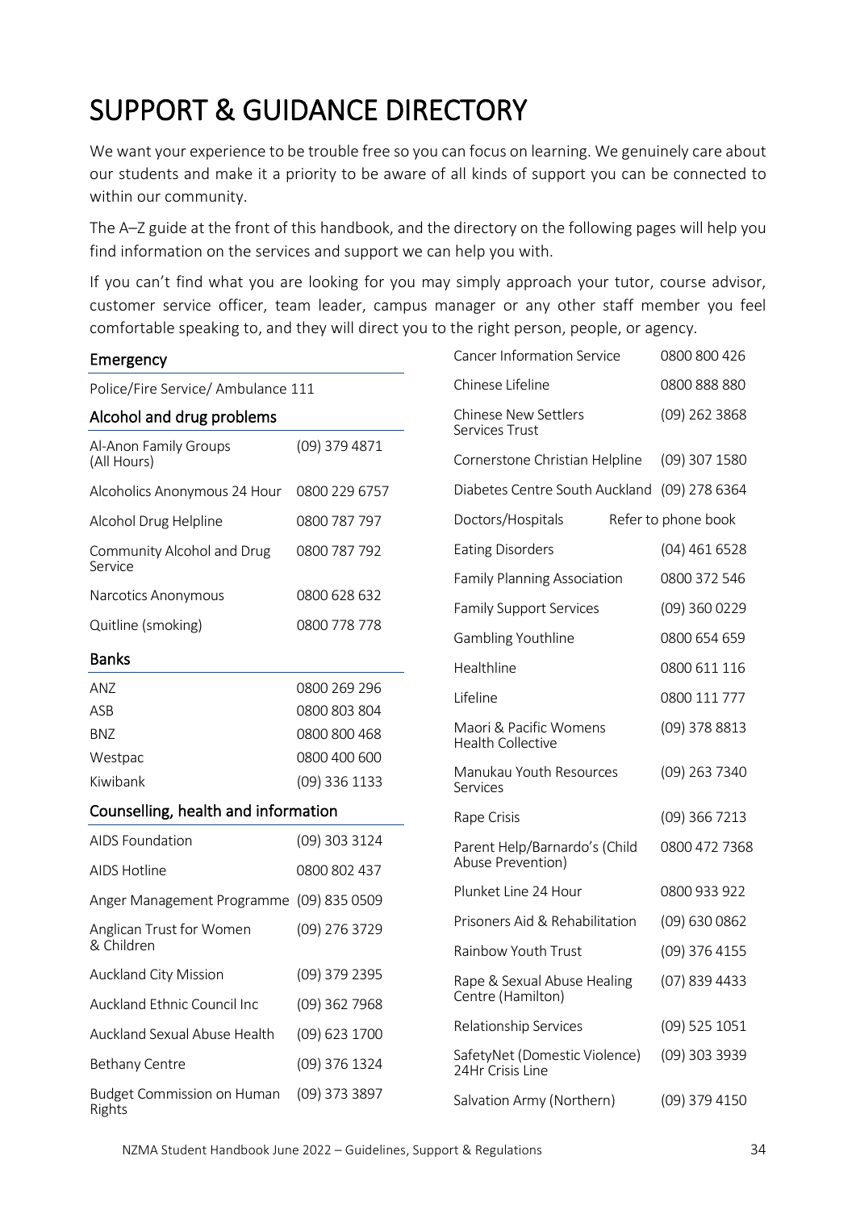# SUPPORT & GUIDANCE DIRECTORY

We want your experience to be trouble free so you can focus on learning. We genuinely care about our students and make it a priority to be aware of all kinds of support you can be connected to within our community.

The A–Z guide at the front of this handbook, and the directory on the following pages will help you find information on the services and support we can help you with.

If you can't find what you are looking for you may simply approach your tutor, course advisor, customer service officer, team leader, campus manager or any other staff member you feel comfortable speaking to, and they will direct you to the right person, people, or agency.

### Emergency

Police/Fire Service/ Ambulance 111

### Alcohol and drug problems

| | |
|---|---|
| Al-Anon Family Groups (All Hours) | (09) 379 4871 |
| Alcoholics Anonymous 24 Hour | 0800 229 6757 |
| Alcohol Drug Helpline | 0800 787 797 |
| Community Alcohol and Drug Service | 0800 787 792 |
| Narcotics Anonymous | 0800 628 632 |
| Quitline (smoking) | 0800 778 778 |

### Banks

| | |
|---|---|
| ANZ | 0800 269 296 |
| ASB | 0800 803 804 |
| BNZ | 0800 800 468 |
| Westpac | 0800 400 600 |
| Kiwibank | (09) 336 1133 |

### Counselling, health and information

| | |
|---|---|
| AIDS Foundation | (09) 303 3124 |
| AIDS Hotline | 0800 802 437 |
| Anger Management Programme | (09) 835 0509 |
| Anglican Trust for Women & Children | (09) 276 3729 |
| Auckland City Mission | (09) 379 2395 |
| Auckland Ethnic Council Inc | (09) 362 7968 |
| Auckland Sexual Abuse Health | (09) 623 1700 |
| Bethany Centre | (09) 376 1324 |
| Budget Commission on Human Rights | (09) 373 3897 |
| Cancer Information Service | 0800 800 426 |
| Chinese Lifeline | 0800 888 880 |
| Chinese New Settlers Services Trust | (09) 262 3868 |
| Cornerstone Christian Helpline | (09) 307 1580 |
| Diabetes Centre South Auckland | (09) 278 6364 |
| Doctors/Hospitals | Refer to phone book |
| Eating Disorders | (04) 461 6528 |
| Family Planning Association | 0800 372 546 |
| Family Support Services | (09) 360 0229 |
| Gambling Youthline | 0800 654 659 |
| Healthline | 0800 611 116 |
| Lifeline | 0800 111 777 |
| Maori & Pacific Womens Health Collective | (09) 378 8813 |
| Manukau Youth Resources Services | (09) 263 7340 |
| Rape Crisis | (09) 366 7213 |
| Parent Help/Barnardo's (Child Abuse Prevention) | 0800 472 7368 |
| Plunket Line 24 Hour | 0800 933 922 |
| Prisoners Aid & Rehabilitation | (09) 630 0862 |
| Rainbow Youth Trust | (09) 376 4155 |
| Rape & Sexual Abuse Healing Centre (Hamilton) | (07) 839 4433 |
| Relationship Services | (09) 525 1051 |
| SafetyNet (Domestic Violence) 24Hr Crisis Line | (09) 303 3939 |
| Salvation Army (Northern) | (09) 379 4150 |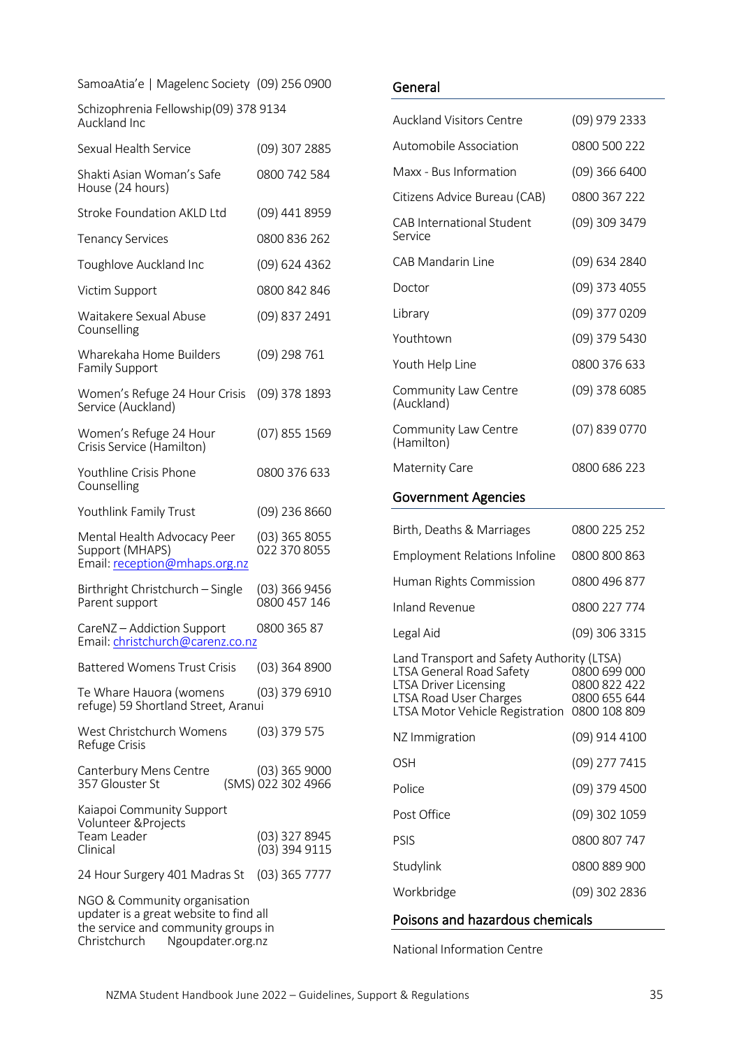| | |
|---|---|
| SamoaAtia'e \| Magelenc Society | (09) 256 0900 |
| Schizophrenia Fellowship Auckland Inc | (09) 378 9134 |
| Sexual Health Service | (09) 307 2885 |
| Shakti Asian Woman's Safe House (24 hours) | 0800 742 584 |
| Stroke Foundation AKLD Ltd | (09) 441 8959 |
| Tenancy Services | 0800 836 262 |
| Toughlove Auckland Inc | (09) 624 4362 |
| Victim Support | 0800 842 846 |
| Waitakere Sexual Abuse Counselling | (09) 837 2491 |
| Wharekaha Home Builders Family Support | (09) 298 761 |
| Women's Refuge 24 Hour Crisis Service (Auckland) | (09) 378 1893 |
| Women's Refuge 24 Hour Crisis Service (Hamilton) | (07) 855 1569 |
| Youthline Crisis Phone Counselling | 0800 376 633 |
| Youthlink Family Trust | (09) 236 8660 |
| Mental Health Advocacy Peer Support (MHAPS) Email: reception@mhaps.org.nz | (03) 365 8055 022 370 8055 |
| Birthright Christchurch – Single Parent support | (03) 366 9456 0800 457 146 |
| CareNZ – Addiction Support Email: christchurch@carenz.co.nz | 0800 365 87 |
| Battered Womens Trust Crisis | (03) 364 8900 |
| Te Whare Hauora (womens refuge) 59 Shortland Street, Aranui | (03) 379 6910 |
| West Christchurch Womens Refuge Crisis | (03) 379 575 |
| Canterbury Mens Centre 357 Glouster St | (03) 365 9000 (SMS) 022 302 4966 |
| Kaiapoi Community Support Volunteer &Projects Team Leader Clinical | (03) 327 8945 (03) 394 9115 |
| 24 Hour Surgery 401 Madras St | (03) 365 7777 |

NGO & Community organisation updater is a great website to find all the service and community groups in Christchurch Ngoupdater.org.nz

## General

| | |
|---|---|
| Auckland Visitors Centre | (09) 979 2333 |
| Automobile Association | 0800 500 222 |
| Maxx - Bus Information | (09) 366 6400 |
| Citizens Advice Bureau (CAB) | 0800 367 222 |
| CAB International Student Service | (09) 309 3479 |
| CAB Mandarin Line | (09) 634 2840 |
| Doctor | (09) 373 4055 |
| Library | (09) 377 0209 |
| Youthtown | (09) 379 5430 |
| Youth Help Line | 0800 376 633 |
| Community Law Centre (Auckland) | (09) 378 6085 |
| Community Law Centre (Hamilton) | (07) 839 0770 |
| Maternity Care | 0800 686 223 |

## Government Agencies

| | |
|---|---|
| Birth, Deaths & Marriages | 0800 225 252 |
| Employment Relations Infoline | 0800 800 863 |
| Human Rights Commission | 0800 496 877 |
| Inland Revenue | 0800 227 774 |
| Legal Aid | (09) 306 3315 |
| Land Transport and Safety Authority (LTSA) | |
| LTSA General Road Safety | 0800 699 000 |
| LTSA Driver Licensing | 0800 822 422 |
| LTSA Road User Charges | 0800 655 644 |
| LTSA Motor Vehicle Registration | 0800 108 809 |
| NZ Immigration | (09) 914 4100 |
| OSH | (09) 277 7415 |
| Police | (09) 379 4500 |
| Post Office | (09) 302 1059 |
| PSIS | 0800 807 747 |
| Studylink | 0800 889 900 |
| Workbridge | (09) 302 2836 |

## Poisons and hazardous chemicals

National Information Centre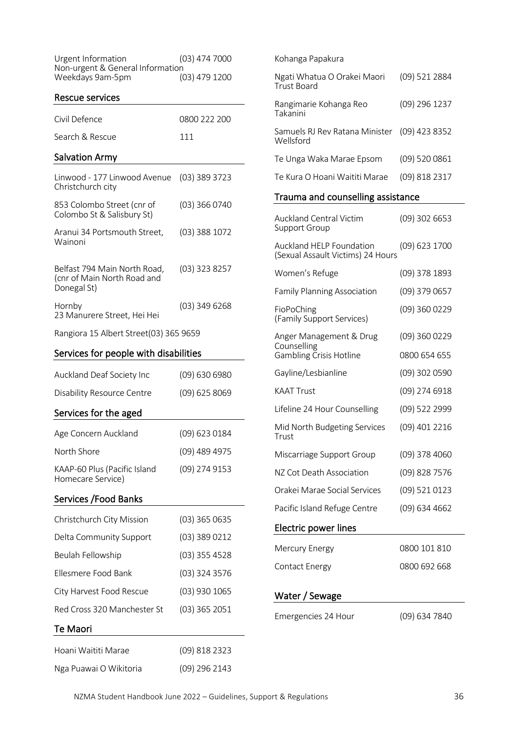| | |
|---|---|
| Urgent Information | (03) 474 7000 |
| Non-urgent & General Information Weekdays 9am-5pm | (03) 479 1200 |

## Rescue services

| | |
|---|---|
| Civil Defence | 0800 222 200 |
| Search & Rescue | 111 |

## Salvation Army

| | |
|---|---|
| Linwood - 177 Linwood Avenue Christchurch city | (03) 389 3723 |
| 853 Colombo Street (cnr of Colombo St & Salisbury St) | (03) 366 0740 |
| Aranui 34 Portsmouth Street, Wainoni | (03) 388 1072 |
| Belfast 794 Main North Road, (cnr of Main North Road and Donegal St) | (03) 323 8257 |
| Hornby 23 Manurere Street, Hei Hei | (03) 349 6268 |
| Rangiora 15 Albert Street | (03) 365 9659 |

## Services for people with disabilities

| | |
|---|---|
| Auckland Deaf Society Inc | (09) 630 6980 |
| Disability Resource Centre | (09) 625 8069 |

## Services for the aged

| | |
|---|---|
| Age Concern Auckland | (09) 623 0184 |
| North Shore | (09) 489 4975 |
| KAAP-60 Plus (Pacific Island Homecare Service) | (09) 274 9153 |

## Services /Food Banks

| | |
|---|---|
| Christchurch City Mission | (03) 365 0635 |
| Delta Community Support | (03) 389 0212 |
| Beulah Fellowship | (03) 355 4528 |
| Ellesmere Food Bank | (03) 324 3576 |
| City Harvest Food Rescue | (03) 930 1065 |
| Red Cross 320 Manchester St | (03) 365 2051 |

## Te Maori

| | |
|---|---|
| Hoani Waititi Marae | (09) 818 2323 |
| Nga Puawai O Wikitoria | (09) 296 2143 |
| Kohanga Papakura | |
| Ngati Whatua O Orakei Maori Trust Board | (09) 521 2884 |
| Rangimarie Kohanga Reo Takanini | (09) 296 1237 |
| Samuels RJ Rev Ratana Minister Wellsford | (09) 423 8352 |
| Te Unga Waka Marae Epsom | (09) 520 0861 |
| Te Kura O Hoani Waititi Marae | (09) 818 2317 |

## Trauma and counselling assistance

| | |
|---|---|
| Auckland Central Victim Support Group | (09) 302 6653 |
| Auckland HELP Foundation (Sexual Assault Victims) 24 Hours | (09) 623 1700 |
| Women's Refuge | (09) 378 1893 |
| Family Planning Association | (09) 379 0657 |
| FioPoChing (Family Support Services) | (09) 360 0229 |
| Anger Management & Drug Counselling | (09) 360 0229 |
| Gambling Crisis Hotline | 0800 654 655 |
| Gayline/Lesbianline | (09) 302 0590 |
| KAAT Trust | (09) 274 6918 |
| Lifeline 24 Hour Counselling | (09) 522 2999 |
| Mid North Budgeting Services Trust | (09) 401 2216 |
| Miscarriage Support Group | (09) 378 4060 |
| NZ Cot Death Association | (09) 828 7576 |
| Orakei Marae Social Services | (09) 521 0123 |
| Pacific Island Refuge Centre | (09) 634 4662 |

## Electric power lines

| | |
|---|---|
| Mercury Energy | 0800 101 810 |
| Contact Energy | 0800 692 668 |

## Water / Sewage

| | |
|---|---|
| Emergencies 24 Hour | (09) 634 7840 |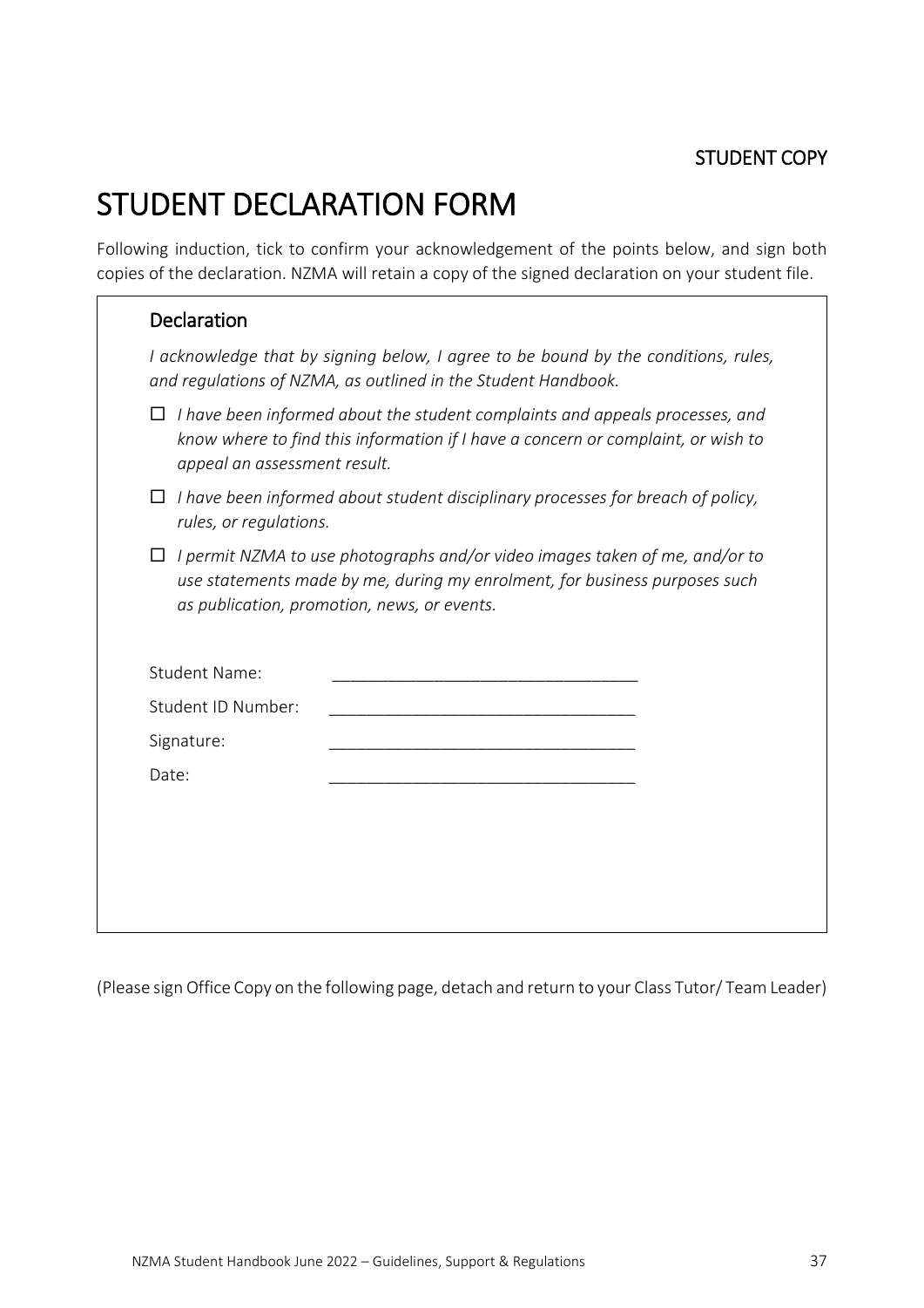STUDENT COPY

# STUDENT DECLARATION FORM

Following induction, tick to confirm your acknowledgement of the points below, and sign both copies of the declaration. NZMA will retain a copy of the signed declaration on your student file.

## Declaration

*I acknowledge that by signing below, I agree to be bound by the conditions, rules, and regulations of NZMA, as outlined in the Student Handbook.*

- ☐ *I have been informed about the student complaints and appeals processes, and know where to find this information if I have a concern or complaint, or wish to appeal an assessment result.*
- ☐ *I have been informed about student disciplinary processes for breach of policy, rules, or regulations.*
- ☐ *I permit NZMA to use photographs and/or video images taken of me, and/or to use statements made by me, during my enrolment, for business purposes such as publication, promotion, news, or events.*

Student Name: ________________________________

Student ID Number: ________________________________

Signature: ________________________________

Date: ________________________________

(Please sign Office Copy on the following page, detach and return to your Class Tutor/ Team Leader)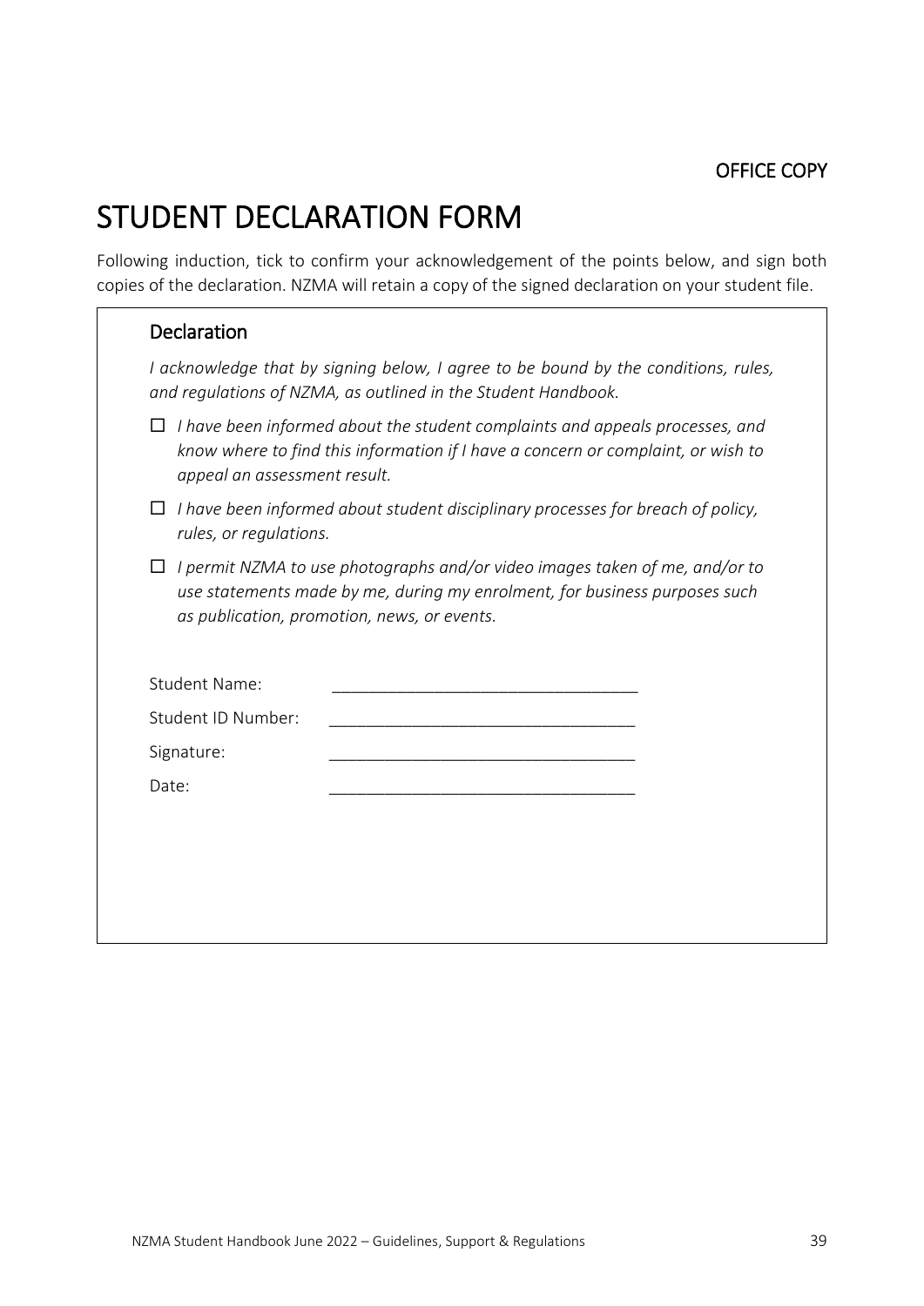OFFICE COPY

# STUDENT DECLARATION FORM

Following induction, tick to confirm your acknowledgement of the points below, and sign both copies of the declaration. NZMA will retain a copy of the signed declaration on your student file.

## Declaration

*I acknowledge that by signing below, I agree to be bound by the conditions, rules, and regulations of NZMA, as outlined in the Student Handbook.*

- ☐ *I have been informed about the student complaints and appeals processes, and know where to find this information if I have a concern or complaint, or wish to appeal an assessment result.*
- ☐ *I have been informed about student disciplinary processes for breach of policy, rules, or regulations.*
- ☐ *I permit NZMA to use photographs and/or video images taken of me, and/or to use statements made by me, during my enrolment, for business purposes such as publication, promotion, news, or events.*

Student Name: ________________________________

Student ID Number: ________________________________

Signature: ________________________________

Date: ________________________________